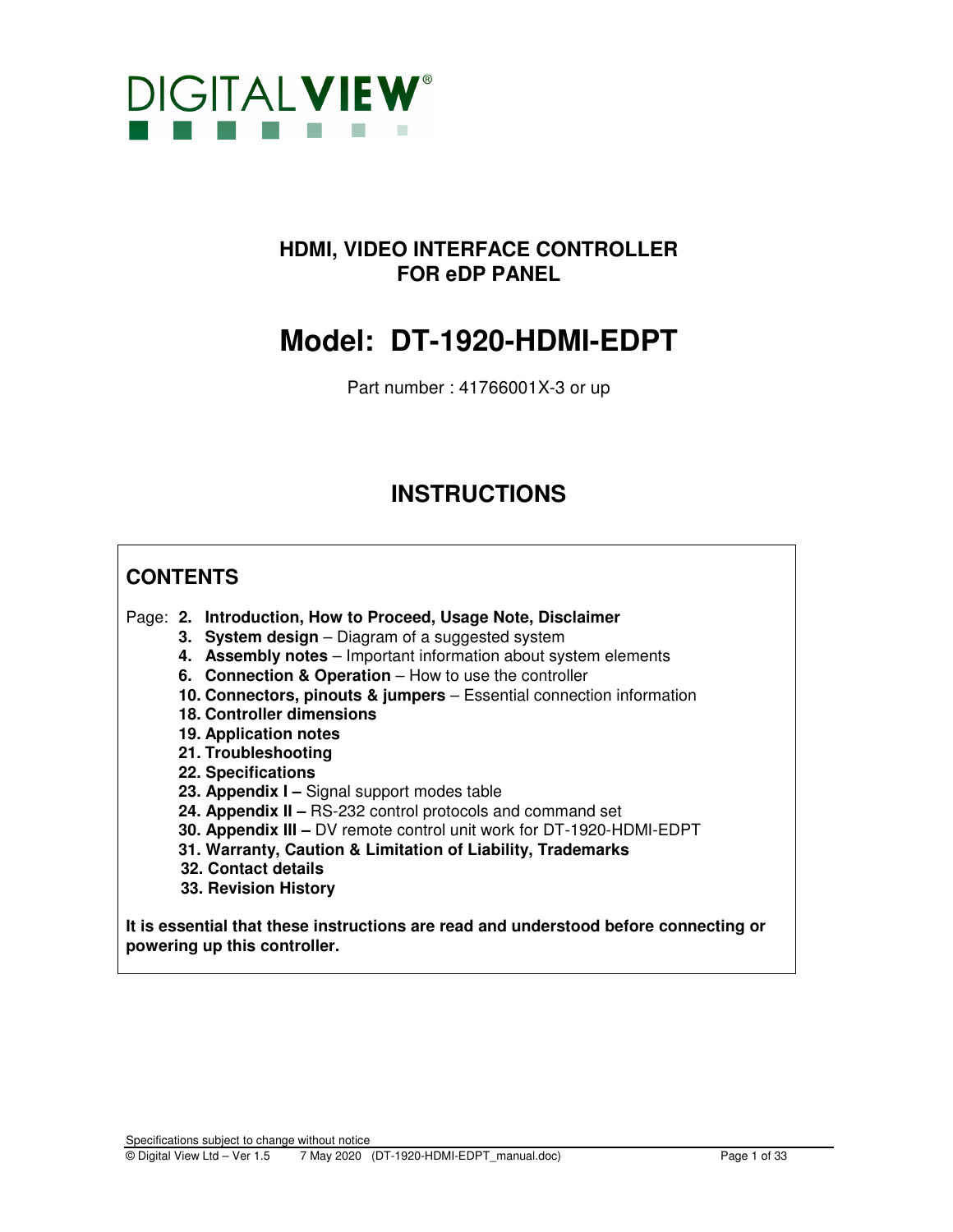DIGITALVIEW®

## HDMI, VIDEO INTERFACE CONTROLLER FOR eDP PANEL

# Model: DT-1920-HDMI-EDPT

Part number : 41766001X-3 or up

## INSTRUCTIONS

### CONTENTS

Page:
- **2. Introduction, How to Proceed, Usage Note, Disclaimer**
- **3. System design** – Diagram of a suggested system
- **4. Assembly notes** – Important information about system elements
- **6. Connection & Operation** – How to use the controller
- **10. Connectors, pinouts & jumpers** – Essential connection information
- **18. Controller dimensions**
- **19. Application notes**
- **21. Troubleshooting**
- **22. Specifications**
- **23. Appendix I –** Signal support modes table
- **24. Appendix II –** RS-232 control protocols and command set
- **30. Appendix III –** DV remote control unit work for DT-1920-HDMI-EDPT
- **31. Warranty, Caution & Limitation of Liability, Trademarks**
- **32. Contact details**
- **33. Revision History**

**It is essential that these instructions are read and understood before connecting or powering up this controller.**

Specifications subject to change without notice

© Digital View Ltd – Ver 1.5 7 May 2020 (DT-1920-HDMI-EDPT_manual.doc)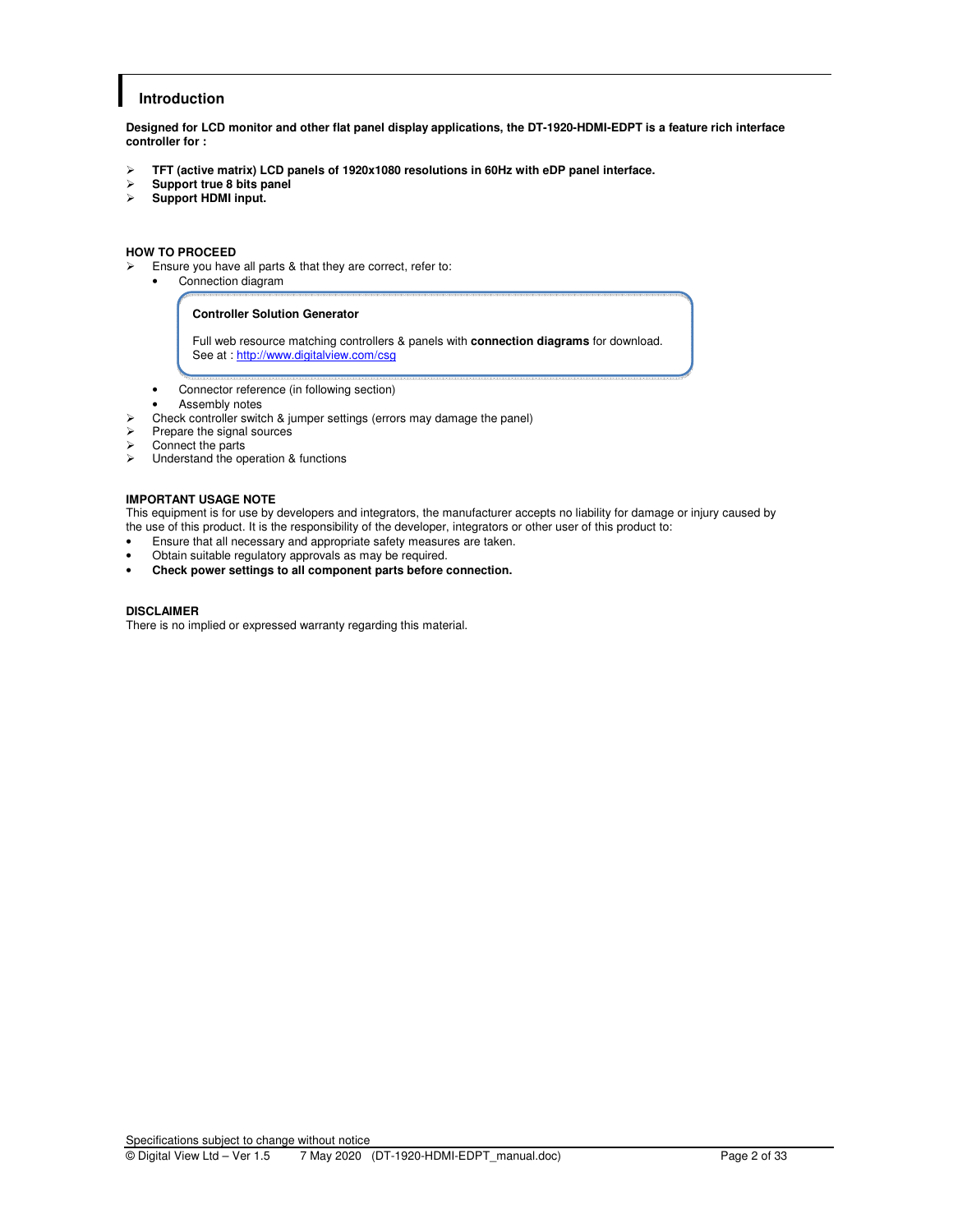## Introduction

**Designed for LCD monitor and other flat panel display applications, the DT-1920-HDMI-EDPT is a feature rich interface controller for :**

- **TFT (active matrix) LCD panels of 1920x1080 resolutions in 60Hz with eDP panel interface.**
- **Support true 8 bits panel**
- **Support HDMI input.**

**HOW TO PROCEED**

- Ensure you have all parts & that they are correct, refer to:
  - Connection diagram

    > **Controller Solution Generator**
    >
    > Full web resource matching controllers & panels with **connection diagrams** for download.
    > See at : http://www.digitalview.com/csg

  - Connector reference (in following section)
  - Assembly notes
- Check controller switch & jumper settings (errors may damage the panel)
- Prepare the signal sources
- Connect the parts
- Understand the operation & functions

**IMPORTANT USAGE NOTE**

This equipment is for use by developers and integrators, the manufacturer accepts no liability for damage or injury caused by the use of this product. It is the responsibility of the developer, integrators or other user of this product to:

- Ensure that all necessary and appropriate safety measures are taken.
- Obtain suitable regulatory approvals as may be required.
- **Check power settings to all component parts before connection.**

**DISCLAIMER**

There is no implied or expressed warranty regarding this material.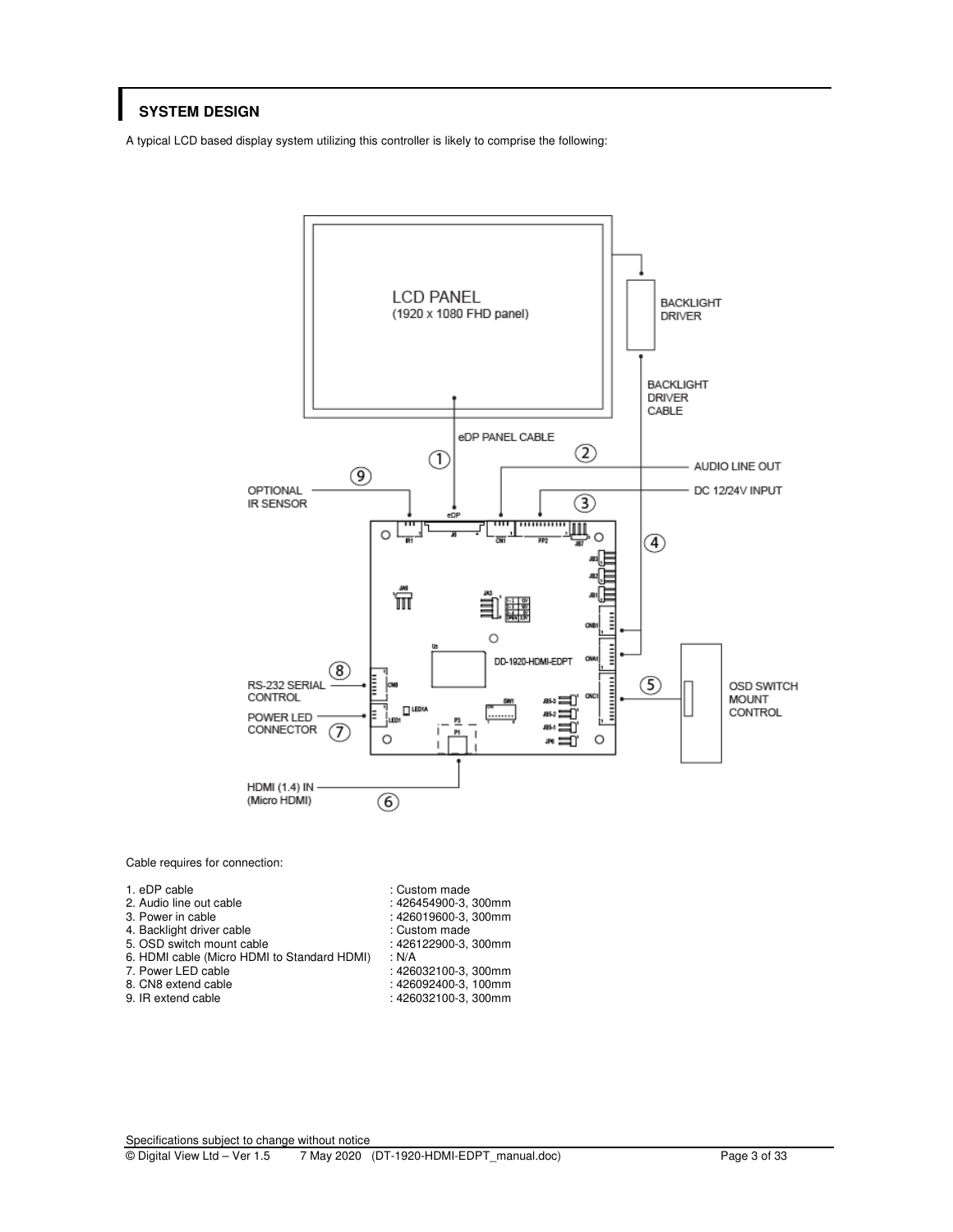## SYSTEM DESIGN

A typical LCD based display system utilizing this controller is likely to comprise the following:

LCD PANEL
(1920 x 1080 FHD panel)

BACKLIGHT DRIVER

BACKLIGHT DRIVER CABLE

eDP PANEL CABLE

① ② ③ ④ ⑤ ⑥ ⑦ ⑧ ⑨

AUDIO LINE OUT

DC 12/24V INPUT

OPTIONAL IR SENSOR

DD-1920-HDMI-EDPT

RS-232 SERIAL CONTROL

POWER LED CONNECTOR

OSD SWITCH MOUNT CONTROL

HDMI (1.4) IN
(Micro HDMI)

Cable requires for connection:

| | |
|---|---|
| 1. eDP cable | : Custom made |
| 2. Audio line out cable | : 426454900-3, 300mm |
| 3. Power in cable | : 426019600-3, 300mm |
| 4. Backlight driver cable | : Custom made |
| 5. OSD switch mount cable | : 426122900-3, 300mm |
| 6. HDMI cable (Micro HDMI to Standard HDMI) | : N/A |
| 7. Power LED cable | : 426032100-3, 300mm |
| 8. CN8 extend cable | : 426092400-3, 100mm |
| 9. IR extend cable | : 426032100-3, 300mm |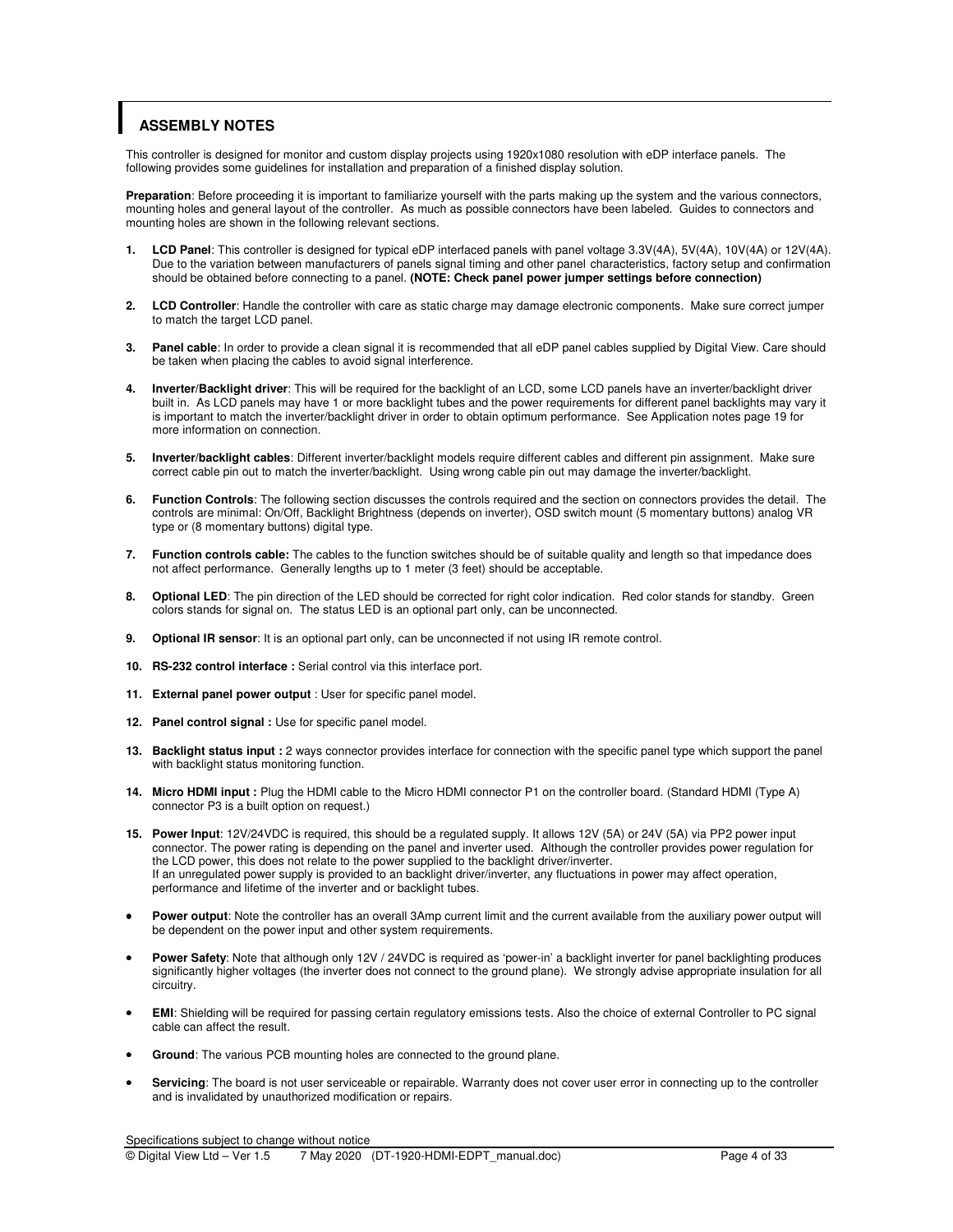## ASSEMBLY NOTES

This controller is designed for monitor and custom display projects using 1920x1080 resolution with eDP interface panels. The following provides some guidelines for installation and preparation of a finished display solution.

**Preparation**: Before proceeding it is important to familiarize yourself with the parts making up the system and the various connectors, mounting holes and general layout of the controller. As much as possible connectors have been labeled. Guides to connectors and mounting holes are shown in the following relevant sections.

1. **LCD Panel**: This controller is designed for typical eDP interfaced panels with panel voltage 3.3V(4A), 5V(4A), 10V(4A) or 12V(4A). Due to the variation between manufacturers of panels signal timing and other panel characteristics, factory setup and confirmation should be obtained before connecting to a panel. **(NOTE: Check panel power jumper settings before connection)**

2. **LCD Controller**: Handle the controller with care as static charge may damage electronic components. Make sure correct jumper to match the target LCD panel.

3. **Panel cable**: In order to provide a clean signal it is recommended that all eDP panel cables supplied by Digital View. Care should be taken when placing the cables to avoid signal interference.

4. **Inverter/Backlight driver**: This will be required for the backlight of an LCD, some LCD panels have an inverter/backlight driver built in. As LCD panels may have 1 or more backlight tubes and the power requirements for different panel backlights may vary it is important to match the inverter/backlight driver in order to obtain optimum performance. See Application notes page 19 for more information on connection.

5. **Inverter/backlight cables**: Different inverter/backlight models require different cables and different pin assignment. Make sure correct cable pin out to match the inverter/backlight. Using wrong cable pin out may damage the inverter/backlight.

6. **Function Controls**: The following section discusses the controls required and the section on connectors provides the detail. The controls are minimal: On/Off, Backlight Brightness (depends on inverter), OSD switch mount (5 momentary buttons) analog VR type or (8 momentary buttons) digital type.

7. **Function controls cable:** The cables to the function switches should be of suitable quality and length so that impedance does not affect performance. Generally lengths up to 1 meter (3 feet) should be acceptable.

8. **Optional LED**: The pin direction of the LED should be corrected for right color indication. Red color stands for standby. Green colors stands for signal on. The status LED is an optional part only, can be unconnected.

9. **Optional IR sensor**: It is an optional part only, can be unconnected if not using IR remote control.

10. **RS-232 control interface :** Serial control via this interface port.

11. **External panel power output** : User for specific panel model.

12. **Panel control signal :** Use for specific panel model.

13. **Backlight status input :** 2 ways connector provides interface for connection with the specific panel type which support the panel with backlight status monitoring function.

14. **Micro HDMI input :** Plug the HDMI cable to the Micro HDMI connector P1 on the controller board. (Standard HDMI (Type A) connector P3 is a built option on request.)

15. **Power Input**: 12V/24VDC is required, this should be a regulated supply. It allows 12V (5A) or 24V (5A) via PP2 power input connector. The power rating is depending on the panel and inverter used. Although the controller provides power regulation for the LCD power, this does not relate to the power supplied to the backlight driver/inverter.
If an unregulated power supply is provided to an backlight driver/inverter, any fluctuations in power may affect operation, performance and lifetime of the inverter and or backlight tubes.

- **Power output**: Note the controller has an overall 3Amp current limit and the current available from the auxiliary power output will be dependent on the power input and other system requirements.
- **Power Safety**: Note that although only 12V / 24VDC is required as 'power-in' a backlight inverter for panel backlighting produces significantly higher voltages (the inverter does not connect to the ground plane). We strongly advise appropriate insulation for all circuitry.
- **EMI**: Shielding will be required for passing certain regulatory emissions tests. Also the choice of external Controller to PC signal cable can affect the result.
- **Ground**: The various PCB mounting holes are connected to the ground plane.
- **Servicing**: The board is not user serviceable or repairable. Warranty does not cover user error in connecting up to the controller and is invalidated by unauthorized modification or repairs.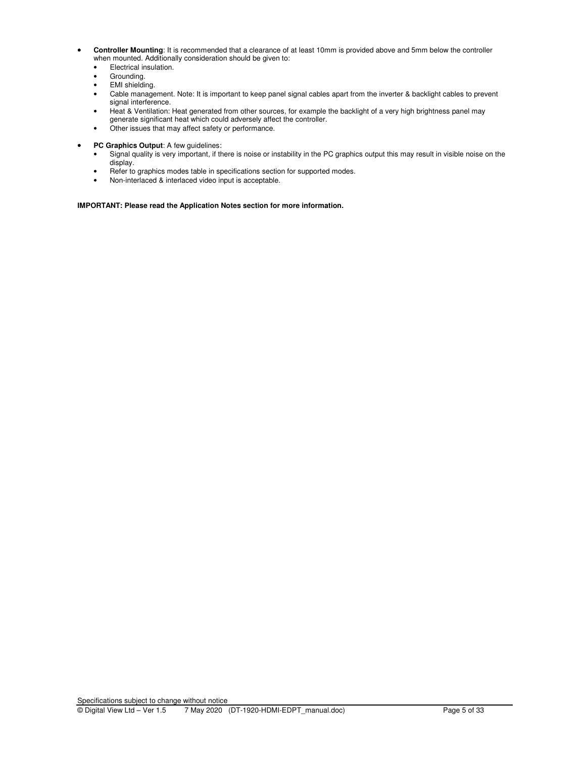- **Controller Mounting**: It is recommended that a clearance of at least 10mm is provided above and 5mm below the controller when mounted. Additionally consideration should be given to:
  - Electrical insulation.
  - Grounding.
  - EMI shielding.
  - Cable management. Note: It is important to keep panel signal cables apart from the inverter & backlight cables to prevent signal interference.
  - Heat & Ventilation: Heat generated from other sources, for example the backlight of a very high brightness panel may generate significant heat which could adversely affect the controller.
  - Other issues that may affect safety or performance.

- **PC Graphics Output**: A few guidelines:
  - Signal quality is very important, if there is noise or instability in the PC graphics output this may result in visible noise on the display.
  - Refer to graphics modes table in specifications section for supported modes.
  - Non-interlaced & interlaced video input is acceptable.

**IMPORTANT: Please read the Application Notes section for more information.**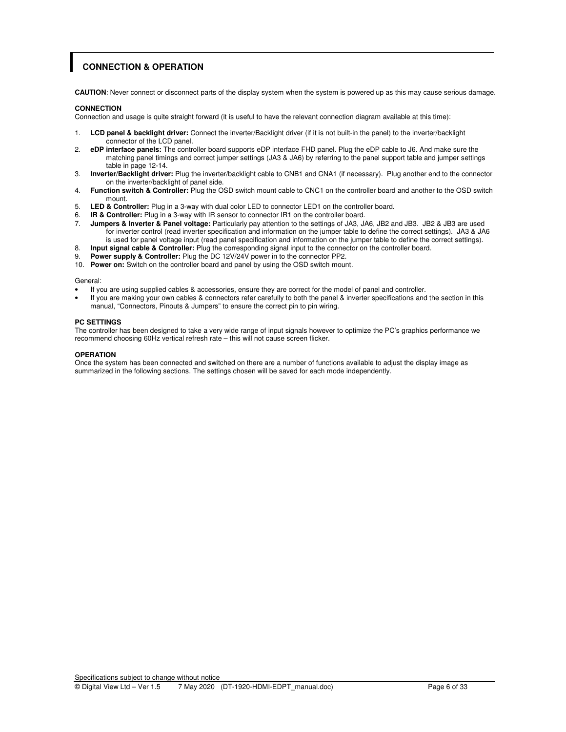## CONNECTION & OPERATION

**CAUTION**: Never connect or disconnect parts of the display system when the system is powered up as this may cause serious damage.

### CONNECTION

Connection and usage is quite straight forward (it is useful to have the relevant connection diagram available at this time):

1. **LCD panel & backlight driver:** Connect the inverter/Backlight driver (if it is not built-in the panel) to the inverter/backlight connector of the LCD panel.
2. **eDP interface panels:** The controller board supports eDP interface FHD panel. Plug the eDP cable to J6. And make sure the matching panel timings and correct jumper settings (JA3 & JA6) by referring to the panel support table and jumper settings table in page 12-14.
3. **Inverter/Backlight driver:** Plug the inverter/backlight cable to CNB1 and CNA1 (if necessary). Plug another end to the connector on the inverter/backlight of panel side.
4. **Function switch & Controller:** Plug the OSD switch mount cable to CNC1 on the controller board and another to the OSD switch mount.
5. **LED & Controller:** Plug in a 3-way with dual color LED to connector LED1 on the controller board.
6. **IR & Controller:** Plug in a 3-way with IR sensor to connector IR1 on the controller board.
7. **Jumpers & Inverter & Panel voltage:** Particularly pay attention to the settings of JA3, JA6, JB2 and JB3. JB2 & JB3 are used for inverter control (read inverter specification and information on the jumper table to define the correct settings). JA3 & JA6 is used for panel voltage input (read panel specification and information on the jumper table to define the correct settings).
8. **Input signal cable & Controller:** Plug the corresponding signal input to the connector on the controller board.
9. **Power supply & Controller:** Plug the DC 12V/24V power in to the connector PP2.
10. **Power on:** Switch on the controller board and panel by using the OSD switch mount.

General:

- If you are using supplied cables & accessories, ensure they are correct for the model of panel and controller.
- If you are making your own cables & connectors refer carefully to both the panel & inverter specifications and the section in this manual, "Connectors, Pinouts & Jumpers" to ensure the correct pin to pin wiring.

### PC SETTINGS

The controller has been designed to take a very wide range of input signals however to optimize the PC's graphics performance we recommend choosing 60Hz vertical refresh rate – this will not cause screen flicker.

### OPERATION

Once the system has been connected and switched on there are a number of functions available to adjust the display image as summarized in the following sections. The settings chosen will be saved for each mode independently.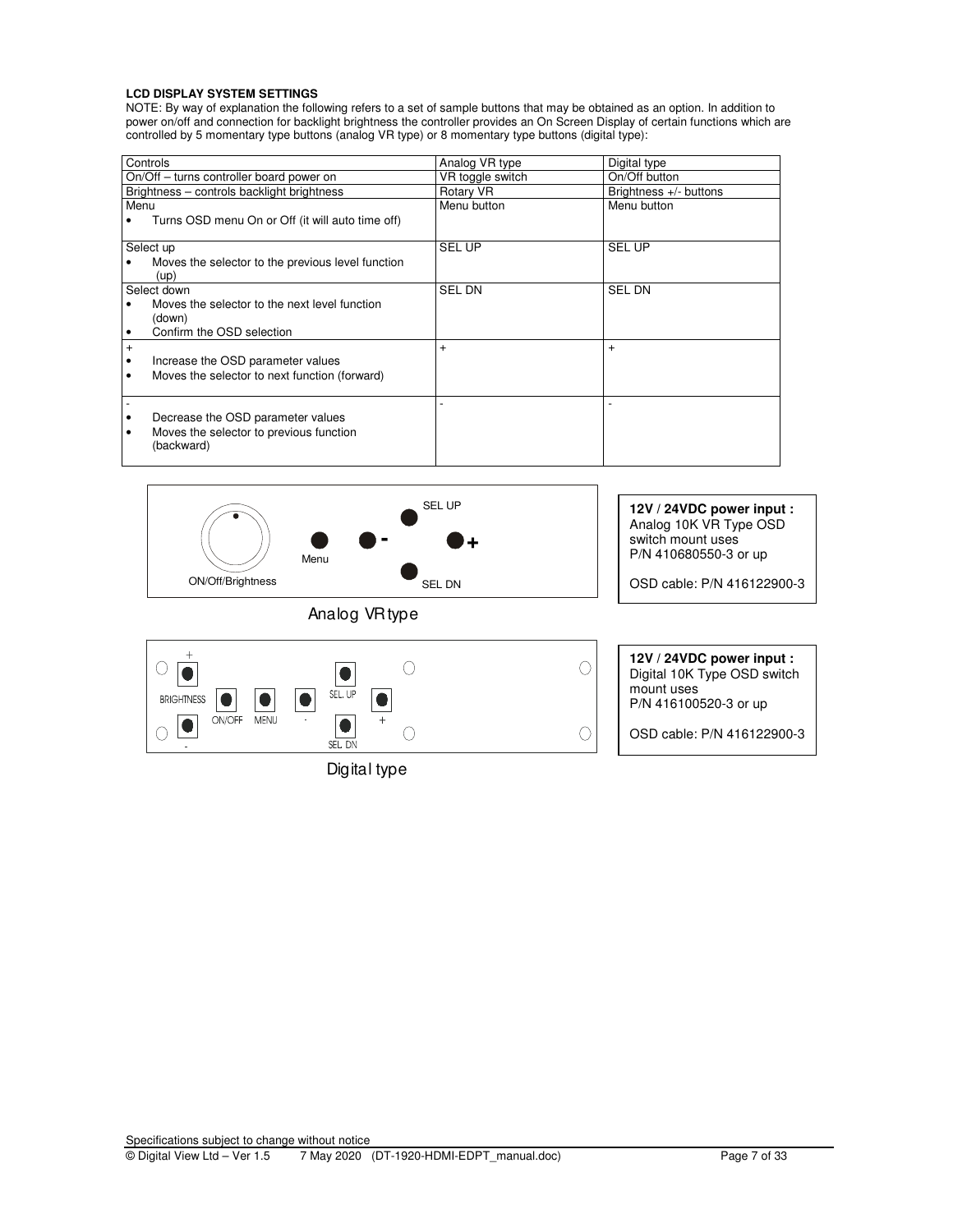**LCD DISPLAY SYSTEM SETTINGS**

NOTE: By way of explanation the following refers to a set of sample buttons that may be obtained as an option. In addition to power on/off and connection for backlight brightness the controller provides an On Screen Display of certain functions which are controlled by 5 momentary type buttons (analog VR type) or 8 momentary type buttons (digital type):

| Controls | Analog VR type | Digital type |
|---|---|---|
| On/Off – turns controller board power on | VR toggle switch | On/Off button |
| Brightness – controls backlight brightness | Rotary VR | Brightness +/- buttons |
| Menu<br>• Turns OSD menu On or Off (it will auto time off) | Menu button | Menu button |
| Select up<br>• Moves the selector to the previous level function (up) | SEL UP | SEL UP |
| Select down<br>• Moves the selector to the next level function (down)<br>• Confirm the OSD selection | SEL DN | SEL DN |
| +<br>• Increase the OSD parameter values<br>• Moves the selector to next function (forward) | + | + |
| -<br>• Decrease the OSD parameter values<br>• Moves the selector to previous function (backward) | - | - |

SEL UP
Menu
-
+
ON/Off/Brightness
SEL DN

Analog VR type

**12V / 24VDC power input :**
Analog 10K VR Type OSD switch mount uses
P/N 410680550-3 or up

OSD cable: P/N 416122900-3

+
BRIGHTNESS
ON/OFF
MENU
-
SEL. UP
SEL. DN
+
-

Digital type

**12V / 24VDC power input :**
Digital 10K Type OSD switch mount uses
P/N 416100520-3 or up

OSD cable: P/N 416122900-3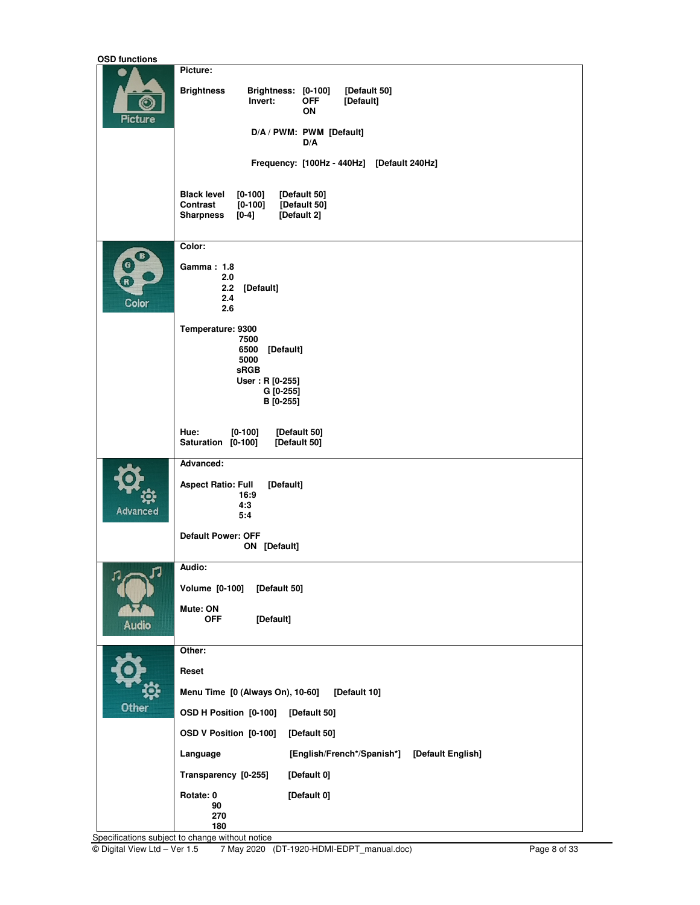**OSD functions**

| | |
|---|---|
| Picture | **Picture:**<br><br>**Brightness** — Brightness: [0-100] [Default 50]<br>Invert: OFF [Default] / ON<br><br>D/A / PWM: PWM [Default] / D/A<br><br>Frequency: [100Hz - 440Hz] [Default 240Hz]<br><br>**Black level** [0-100] [Default 50]<br>**Contrast** [0-100] [Default 50]<br>**Sharpness** [0-4] [Default 2] |
| Color | **Color:**<br><br>**Gamma :** 1.8 / 2.0 / 2.2 [Default] / 2.4 / 2.6<br><br>**Temperature:** 9300 / 7500 / 6500 [Default] / 5000 / sRGB / User : R [0-255], G [0-255], B [0-255]<br><br>**Hue:** [0-100] [Default 50]<br>**Saturation** [0-100] [Default 50] |
| Advanced | **Advanced:**<br><br>**Aspect Ratio:** Full [Default] / 16:9 / 4:3 / 5:4<br><br>**Default Power:** OFF / ON [Default] |
| Audio | **Audio:**<br><br>**Volume** [0-100] [Default 50]<br><br>**Mute:** ON / OFF [Default] |
| Other | **Other:**<br><br>**Reset**<br><br>**Menu Time** [0 (Always On), 10-60] [Default 10]<br><br>**OSD H Position** [0-100] [Default 50]<br><br>**OSD V Position** [0-100] [Default 50]<br><br>**Language** [English/French*/Spanish*] [Default English]<br><br>**Transparency** [0-255] [Default 0]<br><br>**Rotate:** 0 [Default 0] / 90 / 270 / 180 |

Specifications subject to change without notice

© Digital View Ltd – Ver 1.5 7 May 2020 (DT-1920-HDMI-EDPT_manual.doc)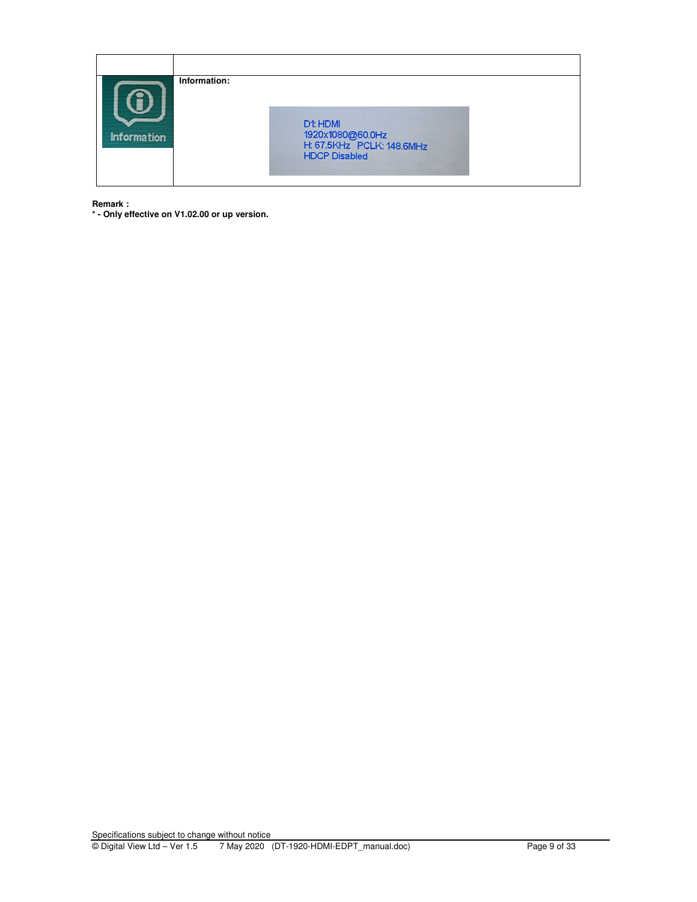| | |
|---|---|
| Information | **Information:**<br><br>D1: HDMI<br>1920x1080@60.0Hz<br>H: 67.5KHz PCLK: 148.6MHz<br>HDCP Disabled |

**Remark :**

**\* - Only effective on V1.02.00 or up version.**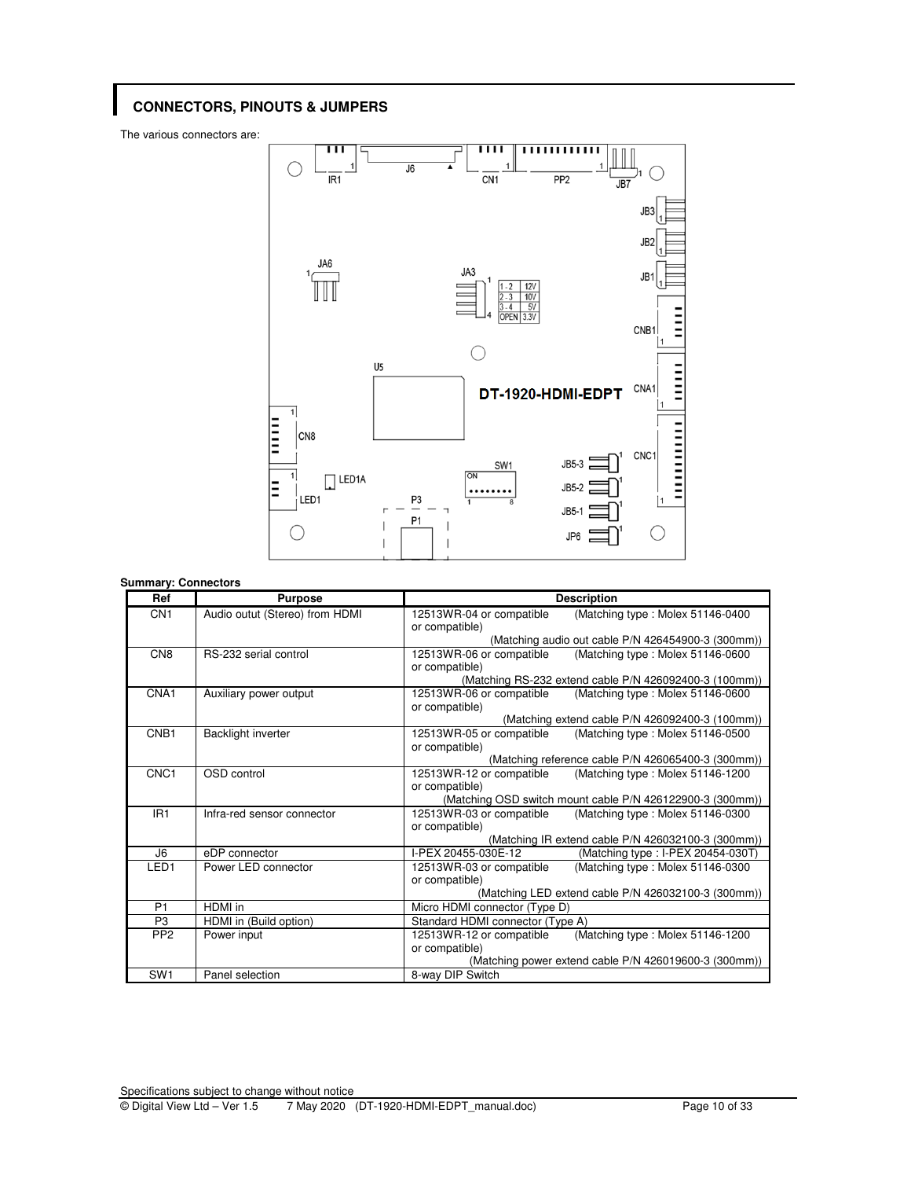## CONNECTORS, PINOUTS & JUMPERS

The various connectors are:

IR1
J6
CN1
PP2
JB7
JB3
JB2
JB1
JA6
JA3
1 - 2 12V
2 - 3 10V
3 - 4 5V
OPEN 3.3V
CNB1
U5
DT-1920-HDMI-EDPT
CNA1
CN8
CNC1
SW1
JB5-3
LED1A
JB5-2
LED1
P3
JB5-1
P1
JP6

**Summary: Connectors**

| Ref | Purpose | Description |
|---|---|---|
| CN1 | Audio outut (Stereo) from HDMI | 12513WR-04 or compatible (Matching type : Molex 51146-0400 or compatible) (Matching audio out cable P/N 426454900-3 (300mm)) |
| CN8 | RS-232 serial control | 12513WR-06 or compatible (Matching type : Molex 51146-0600 or compatible) (Matching RS-232 extend cable P/N 426092400-3 (100mm)) |
| CNA1 | Auxiliary power output | 12513WR-06 or compatible (Matching type : Molex 51146-0600 or compatible) (Matching extend cable P/N 426092400-3 (100mm)) |
| CNB1 | Backlight inverter | 12513WR-05 or compatible (Matching type : Molex 51146-0500 or compatible) (Matching reference cable P/N 426065400-3 (300mm)) |
| CNC1 | OSD control | 12513WR-12 or compatible (Matching type : Molex 51146-1200 or compatible) (Matching OSD switch mount cable P/N 426122900-3 (300mm)) |
| IR1 | Infra-red sensor connector | 12513WR-03 or compatible (Matching type : Molex 51146-0300 or compatible) (Matching IR extend cable P/N 426032100-3 (300mm)) |
| J6 | eDP connector | I-PEX 20455-030E-12 (Matching type : I-PEX 20454-030T) |
| LED1 | Power LED connector | 12513WR-03 or compatible (Matching type : Molex 51146-0300 or compatible) (Matching LED extend cable P/N 426032100-3 (300mm)) |
| P1 | HDMI in | Micro HDMI connector (Type D) |
| P3 | HDMI in (Build option) | Standard HDMI connector (Type A) |
| PP2 | Power input | 12513WR-12 or compatible (Matching type : Molex 51146-1200 or compatible) (Matching power extend cable P/N 426019600-3 (300mm)) |
| SW1 | Panel selection | 8-way DIP Switch |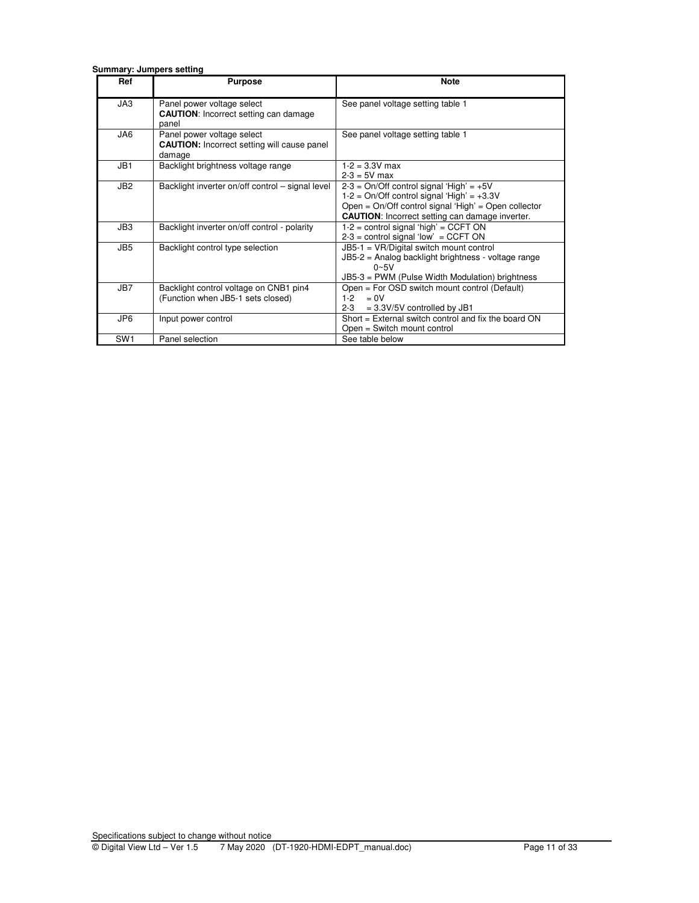**Summary: Jumpers setting**

| Ref | Purpose | Note |
|---|---|---|
| JA3 | Panel power voltage select<br>**CAUTION**: Incorrect setting can damage panel | See panel voltage setting table 1 |
| JA6 | Panel power voltage select<br>**CAUTION:** Incorrect setting will cause panel damage | See panel voltage setting table 1 |
| JB1 | Backlight brightness voltage range | 1-2 = 3.3V max<br>2-3 = 5V max |
| JB2 | Backlight inverter on/off control – signal level | 2-3 = On/Off control signal 'High' = +5V<br>1-2 = On/Off control signal 'High' = +3.3V<br>Open = On/Off control signal 'High' = Open collector<br>**CAUTION**: Incorrect setting can damage inverter. |
| JB3 | Backlight inverter on/off control - polarity | 1-2 = control signal 'high' = CCFT ON<br>2-3 = control signal 'low' = CCFT ON |
| JB5 | Backlight control type selection | JB5-1 = VR/Digital switch mount control<br>JB5-2 = Analog backlight brightness - voltage range 0~5V<br>JB5-3 = PWM (Pulse Width Modulation) brightness |
| JB7 | Backlight control voltage on CNB1 pin4 (Function when JB5-1 sets closed) | Open = For OSD switch mount control (Default)<br>1-2 = 0V<br>2-3 = 3.3V/5V controlled by JB1 |
| JP6 | Input power control | Short = External switch control and fix the board ON<br>Open = Switch mount control |
| SW1 | Panel selection | See table below |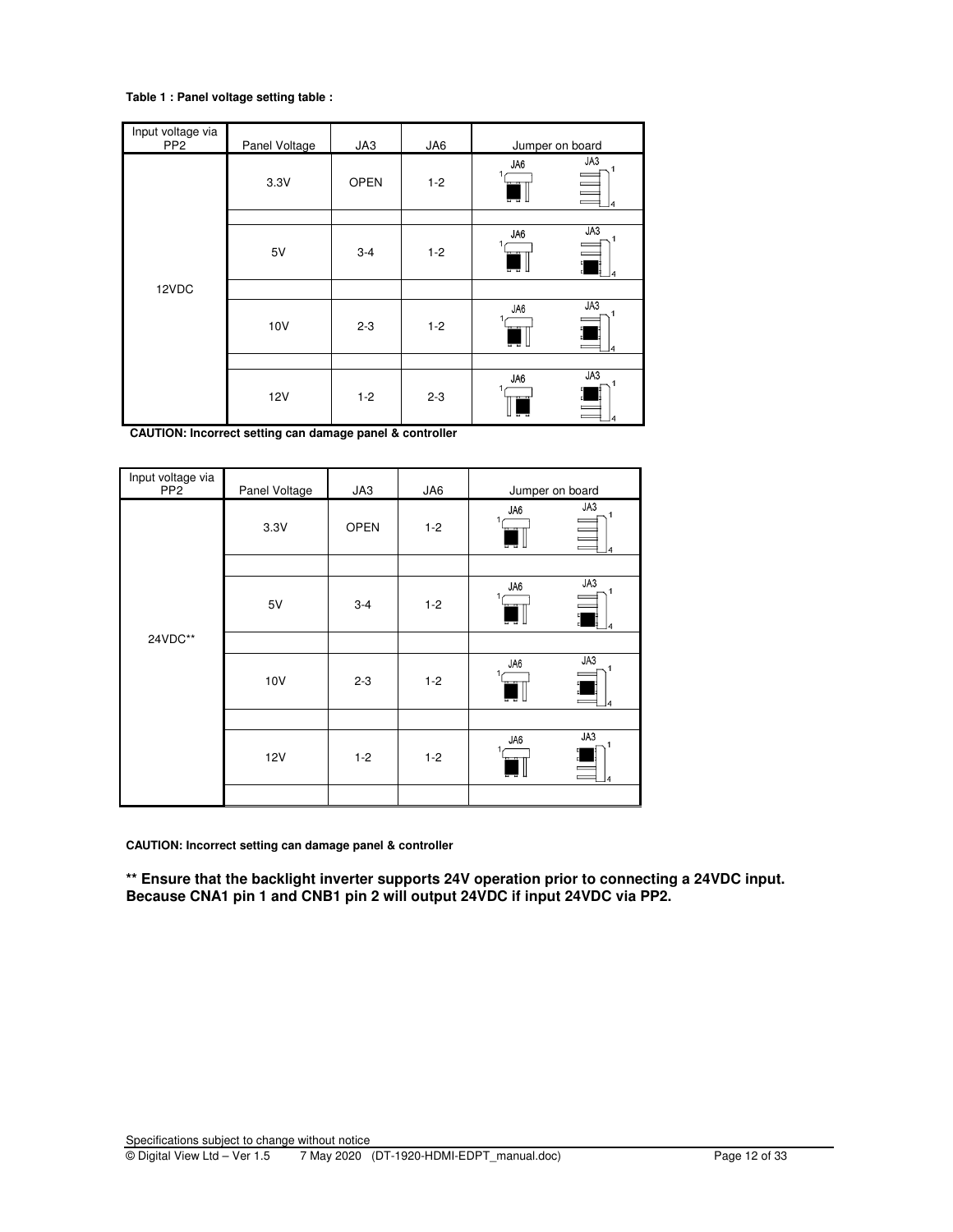**Table 1 : Panel voltage setting table :**

| Input voltage via PP2 | Panel Voltage | JA3 | JA6 | Jumper on board |
|---|---|---|---|---|
| 12VDC | 3.3V | OPEN | 1-2 | |
| | 5V | 3-4 | 1-2 | |
| | 10V | 2-3 | 1-2 | |
| | 12V | 1-2 | 2-3 | |

**CAUTION: Incorrect setting can damage panel & controller**

| Input voltage via PP2 | Panel Voltage | JA3 | JA6 | Jumper on board |
|---|---|---|---|---|
| 24VDC** | 3.3V | OPEN | 1-2 | |
| | 5V | 3-4 | 1-2 | |
| | 10V | 2-3 | 1-2 | |
| | 12V | 1-2 | 1-2 | |

**CAUTION: Incorrect setting can damage panel & controller**

**** Ensure that the backlight inverter supports 24V operation prior to connecting a 24VDC input. Because CNA1 pin 1 and CNB1 pin 2 will output 24VDC if input 24VDC via PP2.**

Specifications subject to change without notice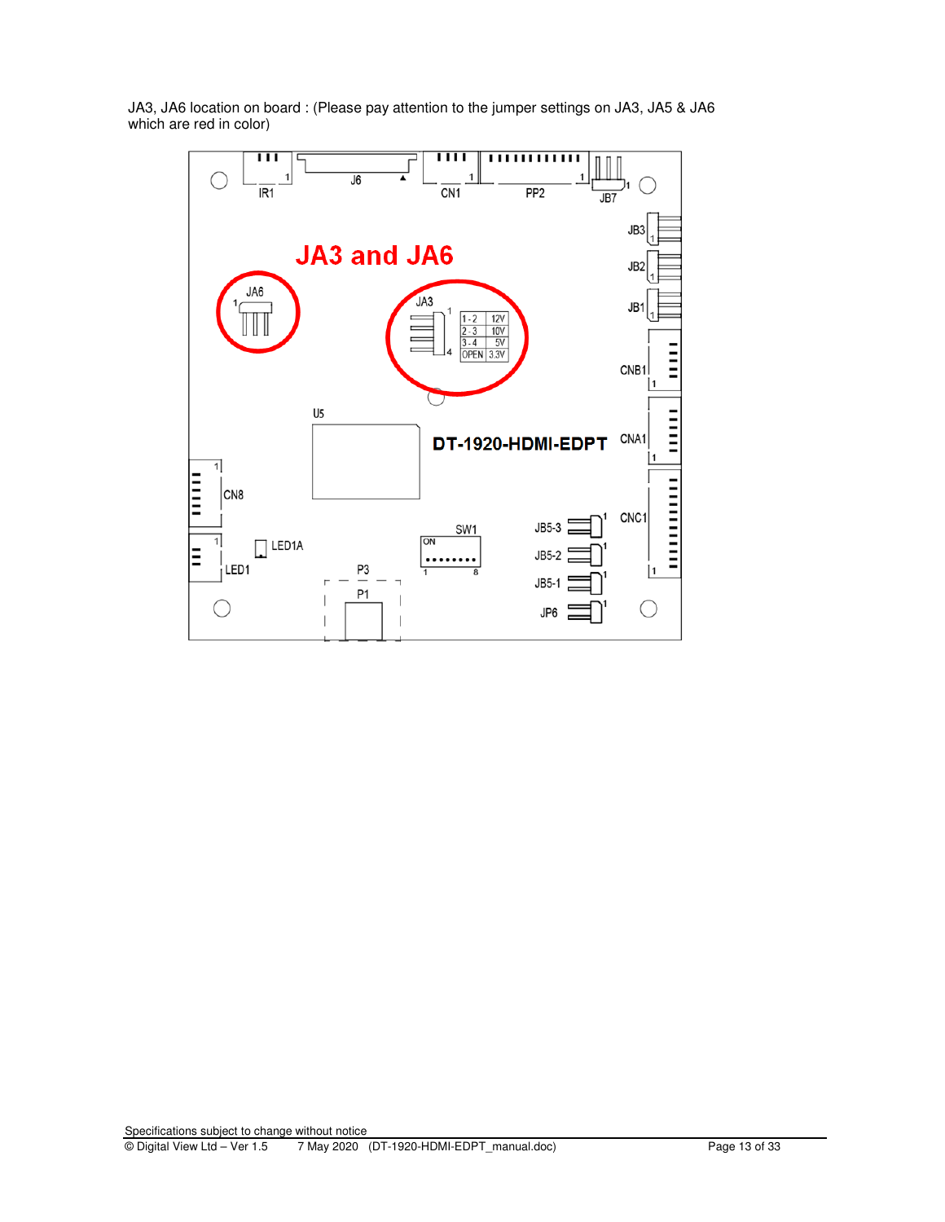JA3, JA6 location on board : (Please pay attention to the jumper settings on JA3, JA5 & JA6 which are red in color)

IR1
J6
CN1
PP2
JB7
JB3
JB2
JB1

JA3 and JA6

JA6
JA3

| | |
|---|---|
| 1 - 2 | 12V |
| 2 - 3 | 10V |
| 3 - 4 | 5V |
| OPEN | 3.3V |

CNB1
U5
DT-1920-HDMI-EDPT
CNA1
CN8
CNC1
SW1
JB5-3
LED1A
JB5-2
LED1
P3
JB5-1
P1
JP6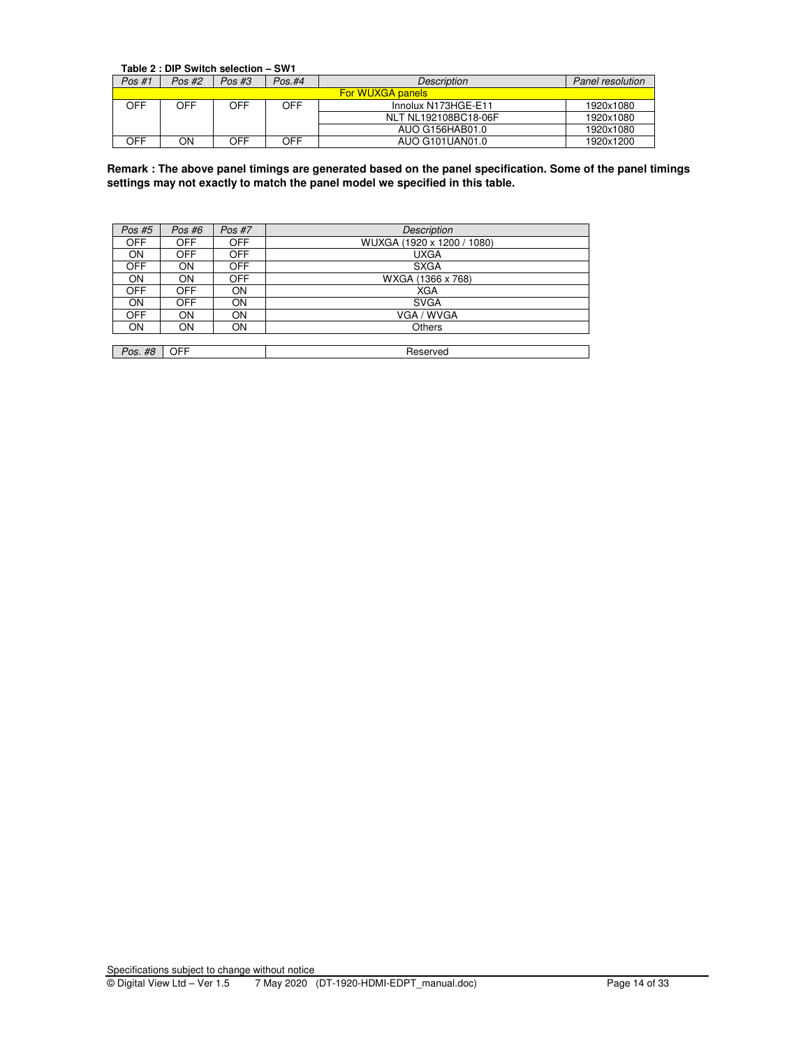**Table 2 : DIP Switch selection – SW1**

| *Pos #1* | *Pos #2* | *Pos #3* | *Pos.#4* | *Description* | *Panel resolution* |
|---|---|---|---|---|---|
| For WUXGA panels | | | | | |
| OFF | OFF | OFF | OFF | Innolux N173HGE-E11 | 1920x1080 |
| | | | | NLT NL192108BC18-06F | 1920x1080 |
| | | | | AUO G156HAB01.0 | 1920x1080 |
| OFF | ON | OFF | OFF | AUO G101UAN01.0 | 1920x1200 |

**Remark : The above panel timings are generated based on the panel specification. Some of the panel timings settings may not exactly to match the panel model we specified in this table.**

| *Pos #5* | *Pos #6* | *Pos #7* | *Description* |
|---|---|---|---|
| OFF | OFF | OFF | WUXGA (1920 x 1200 / 1080) |
| ON | OFF | OFF | UXGA |
| OFF | ON | OFF | SXGA |
| ON | ON | OFF | WXGA (1366 x 768) |
| OFF | OFF | ON | XGA |
| ON | OFF | ON | SVGA |
| OFF | ON | ON | VGA / WVGA |
| ON | ON | ON | Others |

| | | |
|---|---|---|
| *Pos. #8* | OFF | Reserved |

Specifications subject to change without notice

© Digital View Ltd – Ver 1.5 7 May 2020 (DT-1920-HDMI-EDPT_manual.doc)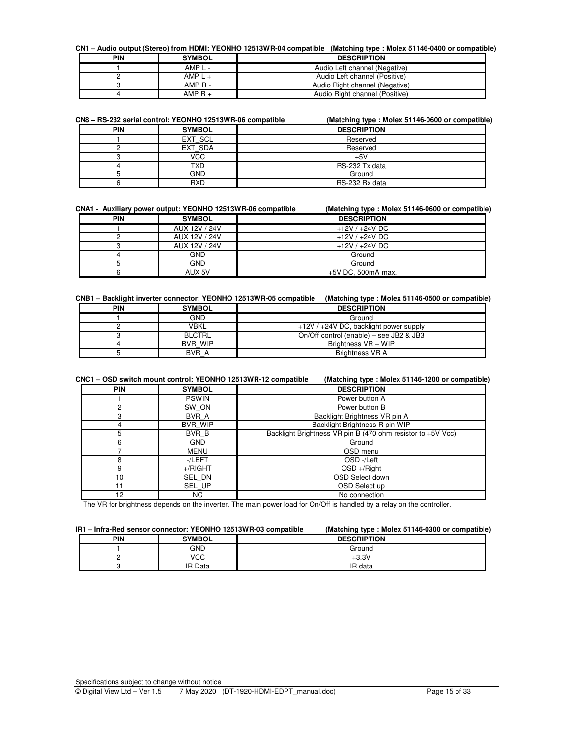**CN1 – Audio output (Stereo) from HDMI: YEONHO 12513WR-04 compatible (Matching type : Molex 51146-0400 or compatible)**

| PIN | SYMBOL | DESCRIPTION |
|---|---|---|
| 1 | AMP L - | Audio Left channel (Negative) |
| 2 | AMP L + | Audio Left channel (Positive) |
| 3 | AMP R - | Audio Right channel (Negative) |
| 4 | AMP R + | Audio Right channel (Positive) |

**CN8 – RS-232 serial control: YEONHO 12513WR-06 compatible (Matching type : Molex 51146-0600 or compatible)**

| PIN | SYMBOL | DESCRIPTION |
|---|---|---|
| 1 | EXT_SCL | Reserved |
| 2 | EXT_SDA | Reserved |
| 3 | VCC | +5V |
| 4 | TXD | RS-232 Tx data |
| 5 | GND | Ground |
| 6 | RXD | RS-232 Rx data |

**CNA1 - Auxiliary power output: YEONHO 12513WR-06 compatible (Matching type : Molex 51146-0600 or compatible)**

| PIN | SYMBOL | DESCRIPTION |
|---|---|---|
| 1 | AUX 12V / 24V | +12V / +24V DC |
| 2 | AUX 12V / 24V | +12V / +24V DC |
| 3 | AUX 12V / 24V | +12V / +24V DC |
| 4 | GND | Ground |
| 5 | GND | Ground |
| 6 | AUX 5V | +5V DC, 500mA max. |

**CNB1 – Backlight inverter connector: YEONHO 12513WR-05 compatible (Matching type : Molex 51146-0500 or compatible)**

| PIN | SYMBOL | DESCRIPTION |
|---|---|---|
| 1 | GND | Ground |
| 2 | VBKL | +12V / +24V DC, backlight power supply |
| 3 | BLCTRL | On/Off control (enable) – see JB2 & JB3 |
| 4 | BVR_WIP | Brightness VR – WIP |
| 5 | BVR_A | Brightness VR A |

**CNC1 – OSD switch mount control: YEONHO 12513WR-12 compatible (Matching type : Molex 51146-1200 or compatible)**

| PIN | SYMBOL | DESCRIPTION |
|---|---|---|
| 1 | PSWIN | Power button A |
| 2 | SW_ON | Power button B |
| 3 | BVR_A | Backlight Brightness VR pin A |
| 4 | BVR_WIP | Backlight Brightness R pin WIP |
| 5 | BVR_B | Backlight Brightness VR pin B (470 ohm resistor to +5V Vcc) |
| 6 | GND | Ground |
| 7 | MENU | OSD menu |
| 8 | -/LEFT | OSD -/Left |
| 9 | +/RIGHT | OSD +/Right |
| 10 | SEL_DN | OSD Select down |
| 11 | SEL_UP | OSD Select up |
| 12 | NC | No connection |

The VR for brightness depends on the inverter. The main power load for On/Off is handled by a relay on the controller.

**IR1 – Infra-Red sensor connector: YEONHO 12513WR-03 compatible (Matching type : Molex 51146-0300 or compatible)**

| PIN | SYMBOL | DESCRIPTION |
|---|---|---|
| 1 | GND | Ground |
| 2 | VCC | +3.3V |
| 3 | IR Data | IR data |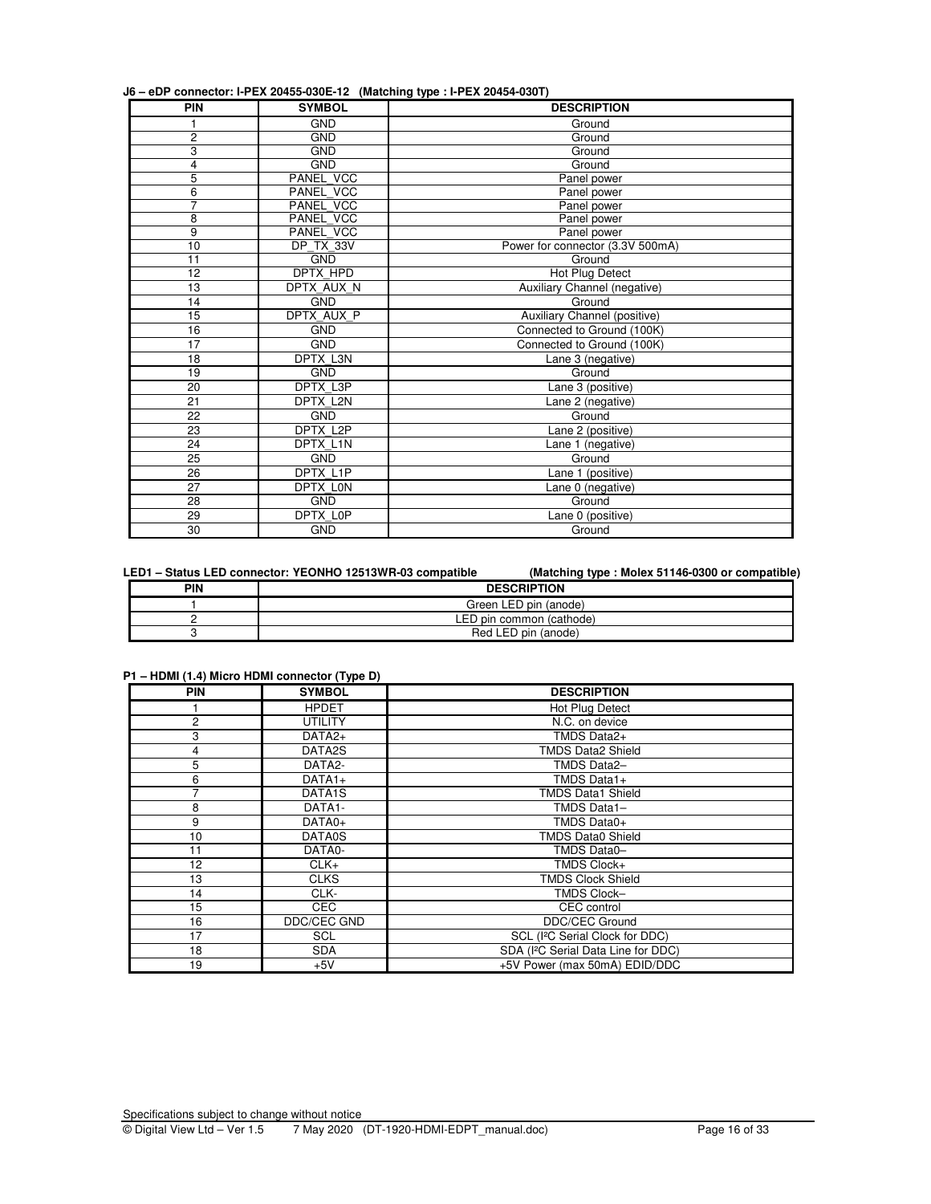**J6 – eDP connector: I-PEX 20455-030E-12 (Matching type : I-PEX 20454-030T)**

| PIN | SYMBOL | DESCRIPTION |
|---|---|---|
| 1 | GND | Ground |
| 2 | GND | Ground |
| 3 | GND | Ground |
| 4 | GND | Ground |
| 5 | PANEL_VCC | Panel power |
| 6 | PANEL_VCC | Panel power |
| 7 | PANEL_VCC | Panel power |
| 8 | PANEL_VCC | Panel power |
| 9 | PANEL_VCC | Panel power |
| 10 | DP_TX_33V | Power for connector (3.3V 500mA) |
| 11 | GND | Ground |
| 12 | DPTX_HPD | Hot Plug Detect |
| 13 | DPTX_AUX_N | Auxiliary Channel (negative) |
| 14 | GND | Ground |
| 15 | DPTX_AUX_P | Auxiliary Channel (positive) |
| 16 | GND | Connected to Ground (100K) |
| 17 | GND | Connected to Ground (100K) |
| 18 | DPTX_L3N | Lane 3 (negative) |
| 19 | GND | Ground |
| 20 | DPTX_L3P | Lane 3 (positive) |
| 21 | DPTX_L2N | Lane 2 (negative) |
| 22 | GND | Ground |
| 23 | DPTX_L2P | Lane 2 (positive) |
| 24 | DPTX_L1N | Lane 1 (negative) |
| 25 | GND | Ground |
| 26 | DPTX_L1P | Lane 1 (positive) |
| 27 | DPTX_L0N | Lane 0 (negative) |
| 28 | GND | Ground |
| 29 | DPTX_L0P | Lane 0 (positive) |
| 30 | GND | Ground |

**LED1 – Status LED connector: YEONHO 12513WR-03 compatible (Matching type : Molex 51146-0300 or compatible)**

| PIN | DESCRIPTION |
|---|---|
| 1 | Green LED pin (anode) |
| 2 | LED pin common (cathode) |
| 3 | Red LED pin (anode) |

**P1 – HDMI (1.4) Micro HDMI connector (Type D)**

| PIN | SYMBOL | DESCRIPTION |
|---|---|---|
| 1 | HPDET | Hot Plug Detect |
| 2 | UTILITY | N.C. on device |
| 3 | DATA2+ | TMDS Data2+ |
| 4 | DATA2S | TMDS Data2 Shield |
| 5 | DATA2- | TMDS Data2– |
| 6 | DATA1+ | TMDS Data1+ |
| 7 | DATA1S | TMDS Data1 Shield |
| 8 | DATA1- | TMDS Data1– |
| 9 | DATA0+ | TMDS Data0+ |
| 10 | DATA0S | TMDS Data0 Shield |
| 11 | DATA0- | TMDS Data0– |
| 12 | CLK+ | TMDS Clock+ |
| 13 | CLKS | TMDS Clock Shield |
| 14 | CLK- | TMDS Clock– |
| 15 | CEC | CEC control |
| 16 | DDC/CEC GND | DDC/CEC Ground |
| 17 | SCL | SCL (I²C Serial Clock for DDC) |
| 18 | SDA | SDA (I²C Serial Data Line for DDC) |
| 19 | +5V | +5V Power (max 50mA) EDID/DDC |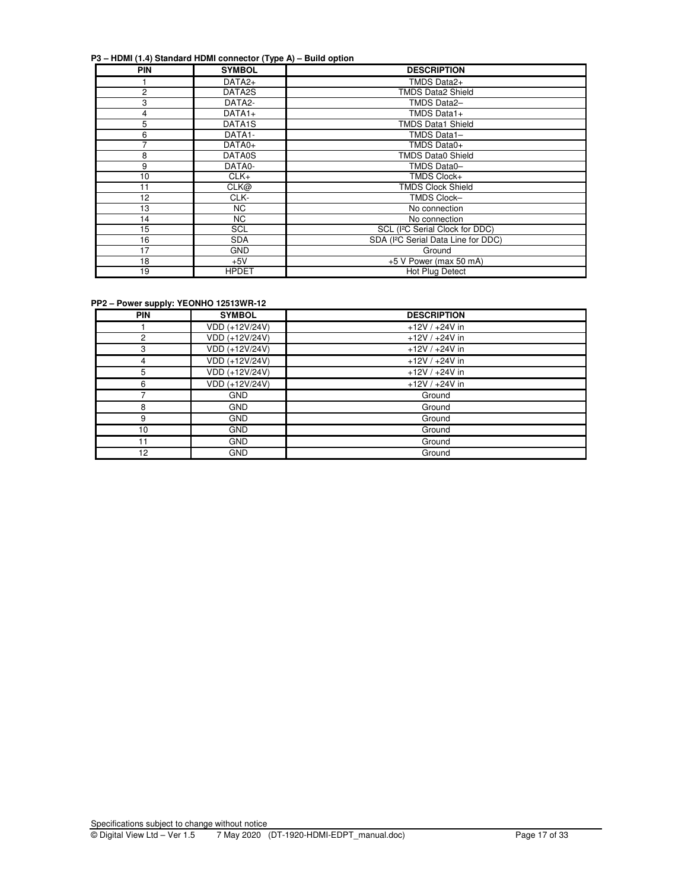**P3 – HDMI (1.4) Standard HDMI connector (Type A) – Build option**

| PIN | SYMBOL | DESCRIPTION |
|---|---|---|
| 1 | DATA2+ | TMDS Data2+ |
| 2 | DATA2S | TMDS Data2 Shield |
| 3 | DATA2- | TMDS Data2– |
| 4 | DATA1+ | TMDS Data1+ |
| 5 | DATA1S | TMDS Data1 Shield |
| 6 | DATA1- | TMDS Data1– |
| 7 | DATA0+ | TMDS Data0+ |
| 8 | DATA0S | TMDS Data0 Shield |
| 9 | DATA0- | TMDS Data0– |
| 10 | CLK+ | TMDS Clock+ |
| 11 | CLK@ | TMDS Clock Shield |
| 12 | CLK- | TMDS Clock– |
| 13 | NC | No connection |
| 14 | NC | No connection |
| 15 | SCL | SCL (I²C Serial Clock for DDC) |
| 16 | SDA | SDA (I²C Serial Data Line for DDC) |
| 17 | GND | Ground |
| 18 | +5V | +5 V Power (max 50 mA) |
| 19 | HPDET | Hot Plug Detect |

**PP2 – Power supply: YEONHO 12513WR-12**

| PIN | SYMBOL | DESCRIPTION |
|---|---|---|
| 1 | VDD (+12V/24V) | +12V / +24V in |
| 2 | VDD (+12V/24V) | +12V / +24V in |
| 3 | VDD (+12V/24V) | +12V / +24V in |
| 4 | VDD (+12V/24V) | +12V / +24V in |
| 5 | VDD (+12V/24V) | +12V / +24V in |
| 6 | VDD (+12V/24V) | +12V / +24V in |
| 7 | GND | Ground |
| 8 | GND | Ground |
| 9 | GND | Ground |
| 10 | GND | Ground |
| 11 | GND | Ground |
| 12 | GND | Ground |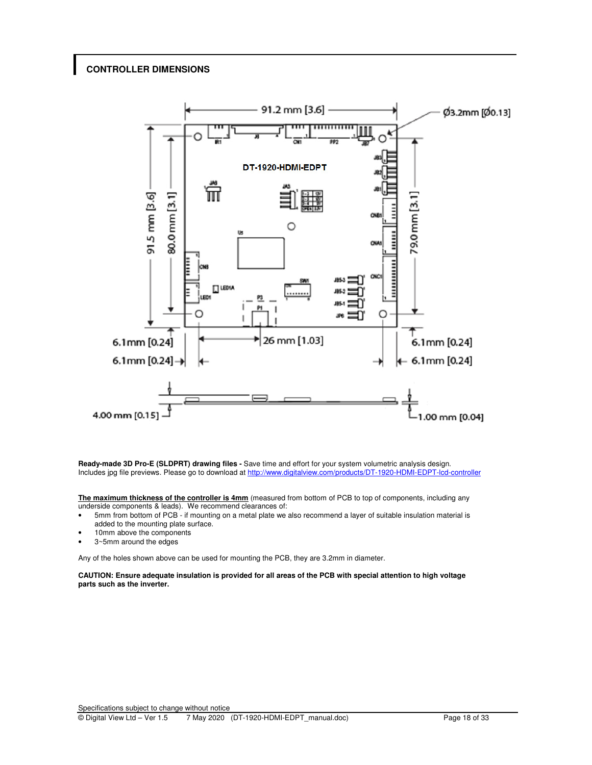## CONTROLLER DIMENSIONS

91.2 mm [3.6]

Ø3.2mm [Ø0.13]

91.5 mm [3.6]

80.0mm [3.1]

79.0mm [3.1]

DT-1920-HDMI-EDPT

6.1mm [0.24]

6.1mm [0.24]

26 mm [1.03]

6.1mm [0.24]

6.1mm [0.24]

4.00 mm [0.15]

1.00 mm [0.04]

**Ready-made 3D Pro-E (SLDPRT) drawing files -** Save time and effort for your system volumetric analysis design. Includes jpg file previews. Please go to download at http://www.digitalview.com/products/DT-1920-HDMI-EDPT-lcd-controller

**The maximum thickness of the controller is 4mm** (measured from bottom of PCB to top of components, including any underside components & leads). We recommend clearances of:

- 5mm from bottom of PCB - if mounting on a metal plate we also recommend a layer of suitable insulation material is added to the mounting plate surface.
- 10mm above the components
- 3~5mm around the edges

Any of the holes shown above can be used for mounting the PCB, they are 3.2mm in diameter.

**CAUTION: Ensure adequate insulation is provided for all areas of the PCB with special attention to high voltage parts such as the inverter.**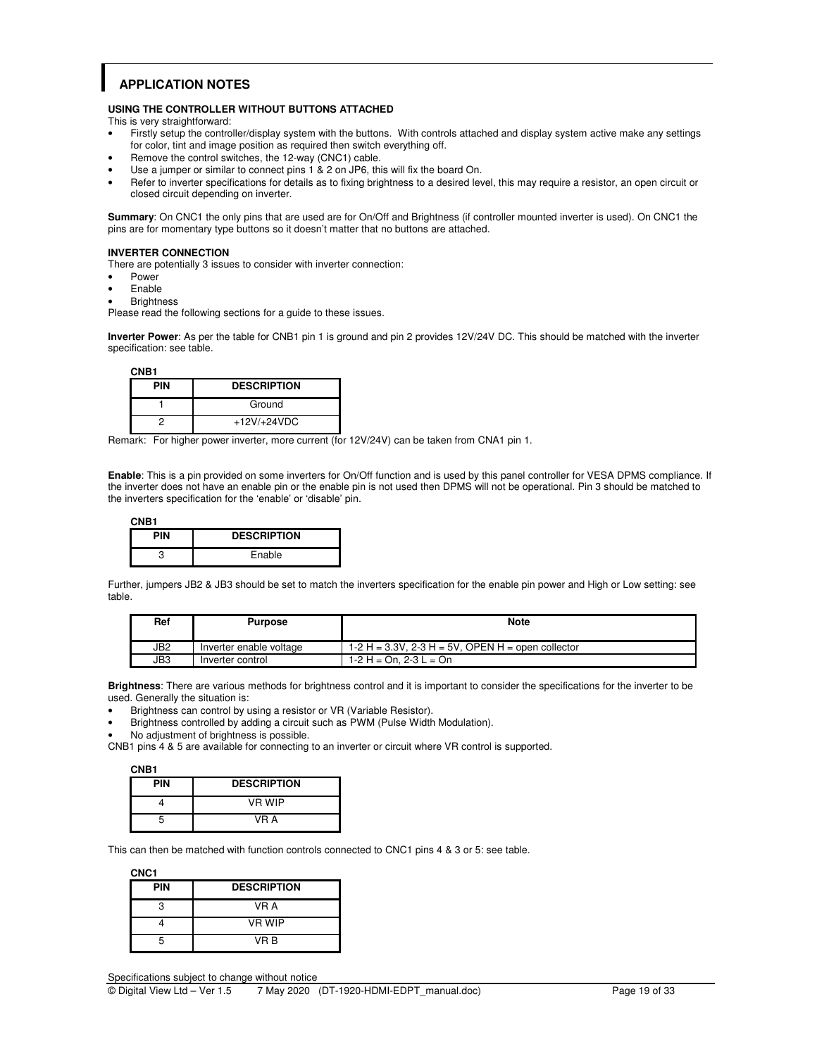## APPLICATION NOTES

**USING THE CONTROLLER WITHOUT BUTTONS ATTACHED**

This is very straightforward:

- Firstly setup the controller/display system with the buttons. With controls attached and display system active make any settings for color, tint and image position as required then switch everything off.
- Remove the control switches, the 12-way (CNC1) cable.
- Use a jumper or similar to connect pins 1 & 2 on JP6, this will fix the board On.
- Refer to inverter specifications for details as to fixing brightness to a desired level, this may require a resistor, an open circuit or closed circuit depending on inverter.

**Summary**: On CNC1 the only pins that are used are for On/Off and Brightness (if controller mounted inverter is used). On CNC1 the pins are for momentary type buttons so it doesn't matter that no buttons are attached.

**INVERTER CONNECTION**

There are potentially 3 issues to consider with inverter connection:

- Power
- Enable
- Brightness

Please read the following sections for a guide to these issues.

**Inverter Power**: As per the table for CNB1 pin 1 is ground and pin 2 provides 12V/24V DC. This should be matched with the inverter specification: see table.

**CNB1**

| PIN | DESCRIPTION |
|---|---|
| 1 | Ground |
| 2 | +12V/+24VDC |

Remark: For higher power inverter, more current (for 12V/24V) can be taken from CNA1 pin 1.

**Enable**: This is a pin provided on some inverters for On/Off function and is used by this panel controller for VESA DPMS compliance. If the inverter does not have an enable pin or the enable pin is not used then DPMS will not be operational. Pin 3 should be matched to the inverters specification for the 'enable' or 'disable' pin.

**CNB1**

| PIN | DESCRIPTION |
|---|---|
| 3 | Enable |

Further, jumpers JB2 & JB3 should be set to match the inverters specification for the enable pin power and High or Low setting: see table.

| Ref | Purpose | Note |
|---|---|---|
| JB2 | Inverter enable voltage | 1-2 H = 3.3V, 2-3 H = 5V, OPEN H = open collector |
| JB3 | Inverter control | 1-2 H = On, 2-3 L = On |

**Brightness**: There are various methods for brightness control and it is important to consider the specifications for the inverter to be used. Generally the situation is:

- Brightness can control by using a resistor or VR (Variable Resistor).
- Brightness controlled by adding a circuit such as PWM (Pulse Width Modulation).
- No adjustment of brightness is possible.

CNB1 pins 4 & 5 are available for connecting to an inverter or circuit where VR control is supported.

**CNB1**

| PIN | DESCRIPTION |
|---|---|
| 4 | VR WIP |
| 5 | VR A |

This can then be matched with function controls connected to CNC1 pins 4 & 3 or 5: see table.

**CNC1**

| PIN | DESCRIPTION |
|---|---|
| 3 | VR A |
| 4 | VR WIP |
| 5 | VR B |

Specifications subject to change without notice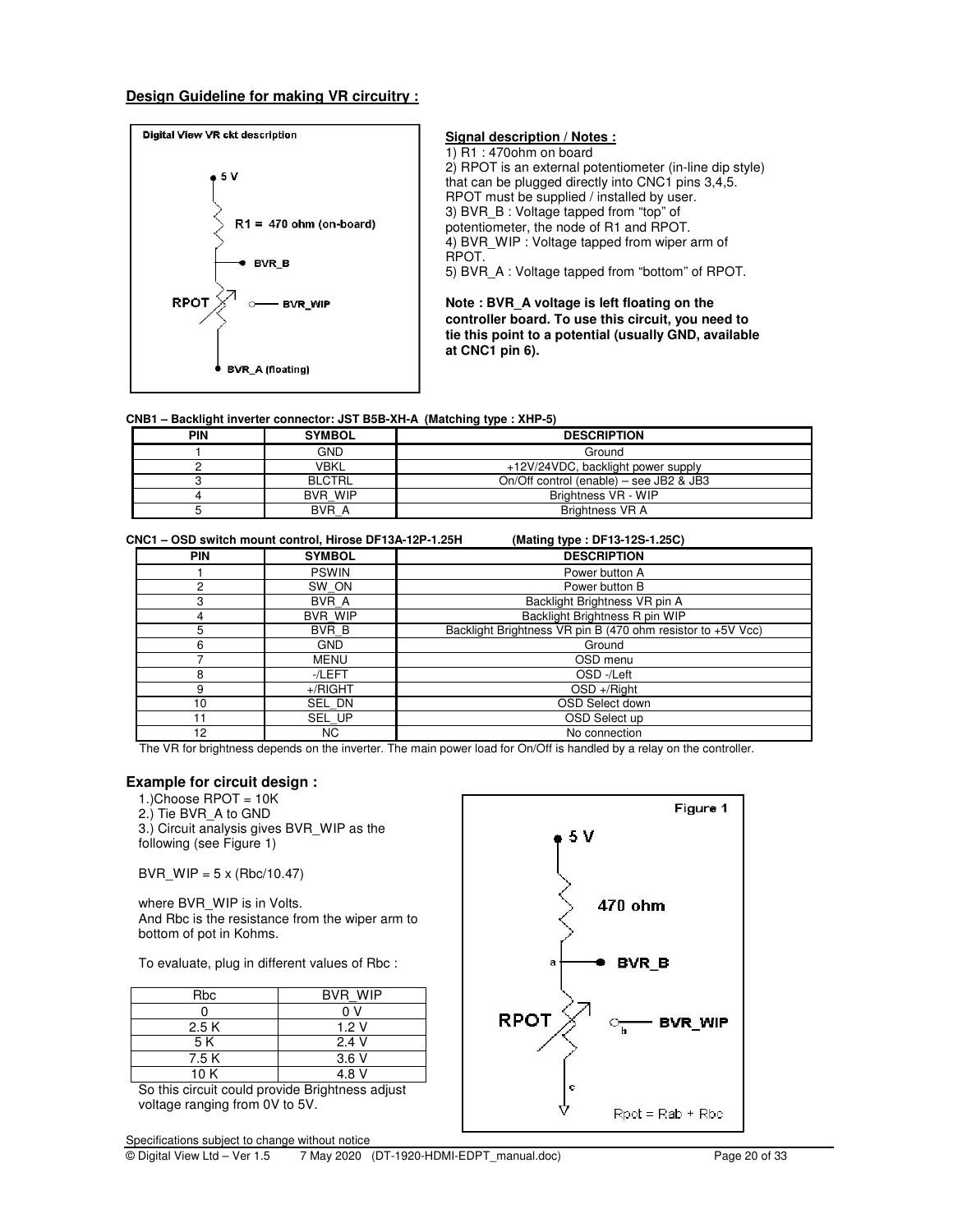## Design Guideline for making VR circuitry :

Digital View VR ckt description

5 V

R1 = 470 ohm (on-board)

BVR_B

RPOT

BVR_WIP

BVR_A (floating)

**Signal description / Notes :**

1) R1 : 470ohm on board
2) RPOT is an external potentiometer (in-line dip style) that can be plugged directly into CNC1 pins 3,4,5. RPOT must be supplied / installed by user.
3) BVR_B : Voltage tapped from "top" of potentiometer, the node of R1 and RPOT.
4) BVR_WIP : Voltage tapped from wiper arm of RPOT.
5) BVR_A : Voltage tapped from "bottom" of RPOT.

**Note : BVR_A voltage is left floating on the controller board. To use this circuit, you need to tie this point to a potential (usually GND, available at CNC1 pin 6).**

**CNB1 – Backlight inverter connector: JST B5B-XH-A (Matching type : XHP-5)**

| PIN | SYMBOL | DESCRIPTION |
|---|---|---|
| 1 | GND | Ground |
| 2 | VBKL | +12V/24VDC, backlight power supply |
| 3 | BLCTRL | On/Off control (enable) – see JB2 & JB3 |
| 4 | BVR_WIP | Brightness VR - WIP |
| 5 | BVR_A | Brightness VR A |

**CNC1 – OSD switch mount control, Hirose DF13A-12P-1.25H (Mating type : DF13-12S-1.25C)**

| PIN | SYMBOL | DESCRIPTION |
|---|---|---|
| 1 | PSWIN | Power button A |
| 2 | SW_ON | Power button B |
| 3 | BVR_A | Backlight Brightness VR pin A |
| 4 | BVR_WIP | Backlight Brightness R pin WIP |
| 5 | BVR_B | Backlight Brightness VR pin B (470 ohm resistor to +5V Vcc) |
| 6 | GND | Ground |
| 7 | MENU | OSD menu |
| 8 | -/LEFT | OSD -/Left |
| 9 | +/RIGHT | OSD +/Right |
| 10 | SEL_DN | OSD Select down |
| 11 | SEL_UP | OSD Select up |
| 12 | NC | No connection |

The VR for brightness depends on the inverter. The main power load for On/Off is handled by a relay on the controller.

### Example for circuit design :

1.) Choose RPOT = 10K
2.) Tie BVR_A to GND
3.) Circuit analysis gives BVR_WIP as the following (see Figure 1)

BVR_WIP = 5 x (Rbc/10.47)

where BVR_WIP is in Volts.
And Rbc is the resistance from the wiper arm to bottom of pot in Kohms.

To evaluate, plug in different values of Rbc :

| Rbc | BVR_WIP |
|---|---|
| 0 | 0 V |
| 2.5 K | 1.2 V |
| 5 K | 2.4 V |
| 7.5 K | 3.6 V |
| 10 K | 4.8 V |

So this circuit could provide Brightness adjust voltage ranging from 0V to 5V.

Figure 1

5 V

470 ohm

a

BVR_B

RPOT

b

BVR_WIP

c

Rpot = Rab + Rbc

Specifications subject to change without notice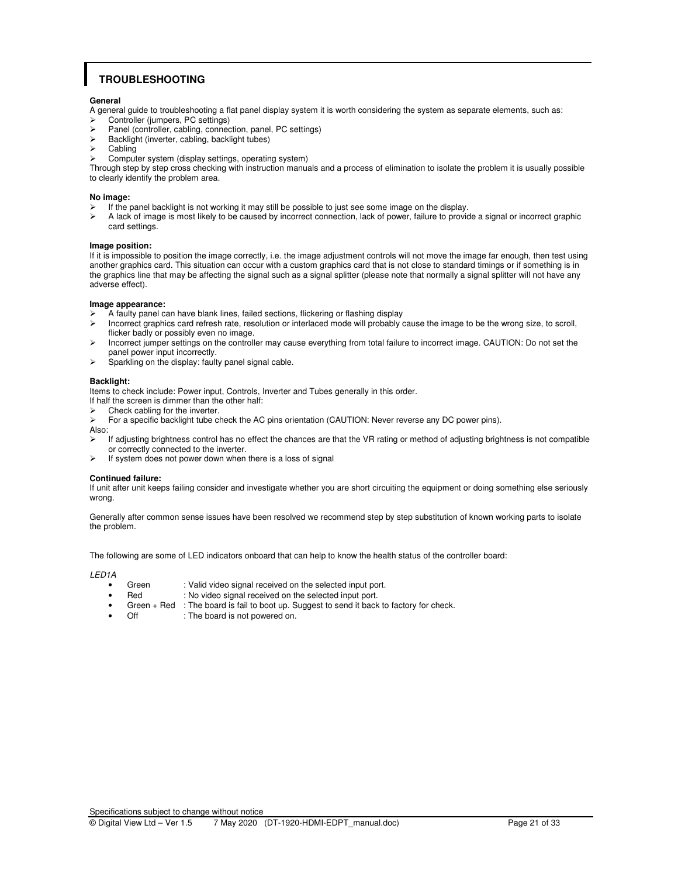## TROUBLESHOOTING

**General**

A general guide to troubleshooting a flat panel display system it is worth considering the system as separate elements, such as:

- Controller (jumpers, PC settings)
- Panel (controller, cabling, connection, panel, PC settings)
- Backlight (inverter, cabling, backlight tubes)
- Cabling
- Computer system (display settings, operating system)

Through step by step cross checking with instruction manuals and a process of elimination to isolate the problem it is usually possible to clearly identify the problem area.

**No image:**

- If the panel backlight is not working it may still be possible to just see some image on the display.
- A lack of image is most likely to be caused by incorrect connection, lack of power, failure to provide a signal or incorrect graphic card settings.

**Image position:**

If it is impossible to position the image correctly, i.e. the image adjustment controls will not move the image far enough, then test using another graphics card. This situation can occur with a custom graphics card that is not close to standard timings or if something is in the graphics line that may be affecting the signal such as a signal splitter (please note that normally a signal splitter will not have any adverse effect).

**Image appearance:**

- A faulty panel can have blank lines, failed sections, flickering or flashing display
- Incorrect graphics card refresh rate, resolution or interlaced mode will probably cause the image to be the wrong size, to scroll, flicker badly or possibly even no image.
- Incorrect jumper settings on the controller may cause everything from total failure to incorrect image. CAUTION: Do not set the panel power input incorrectly.
- Sparkling on the display: faulty panel signal cable.

**Backlight:**

Items to check include: Power input, Controls, Inverter and Tubes generally in this order.

If half the screen is dimmer than the other half:

- Check cabling for the inverter.
- For a specific backlight tube check the AC pins orientation (CAUTION: Never reverse any DC power pins).

Also:

- If adjusting brightness control has no effect the chances are that the VR rating or method of adjusting brightness is not compatible or correctly connected to the inverter.
- If system does not power down when there is a loss of signal

**Continued failure:**

If unit after unit keeps failing consider and investigate whether you are short circuiting the equipment or doing something else seriously wrong.

Generally after common sense issues have been resolved we recommend step by step substitution of known working parts to isolate the problem.

The following are some of LED indicators onboard that can help to know the health status of the controller board:

*LED1A*

- Green : Valid video signal received on the selected input port.
- Red : No video signal received on the selected input port.
- Green + Red : The board is fail to boot up. Suggest to send it back to factory for check.
- Off : The board is not powered on.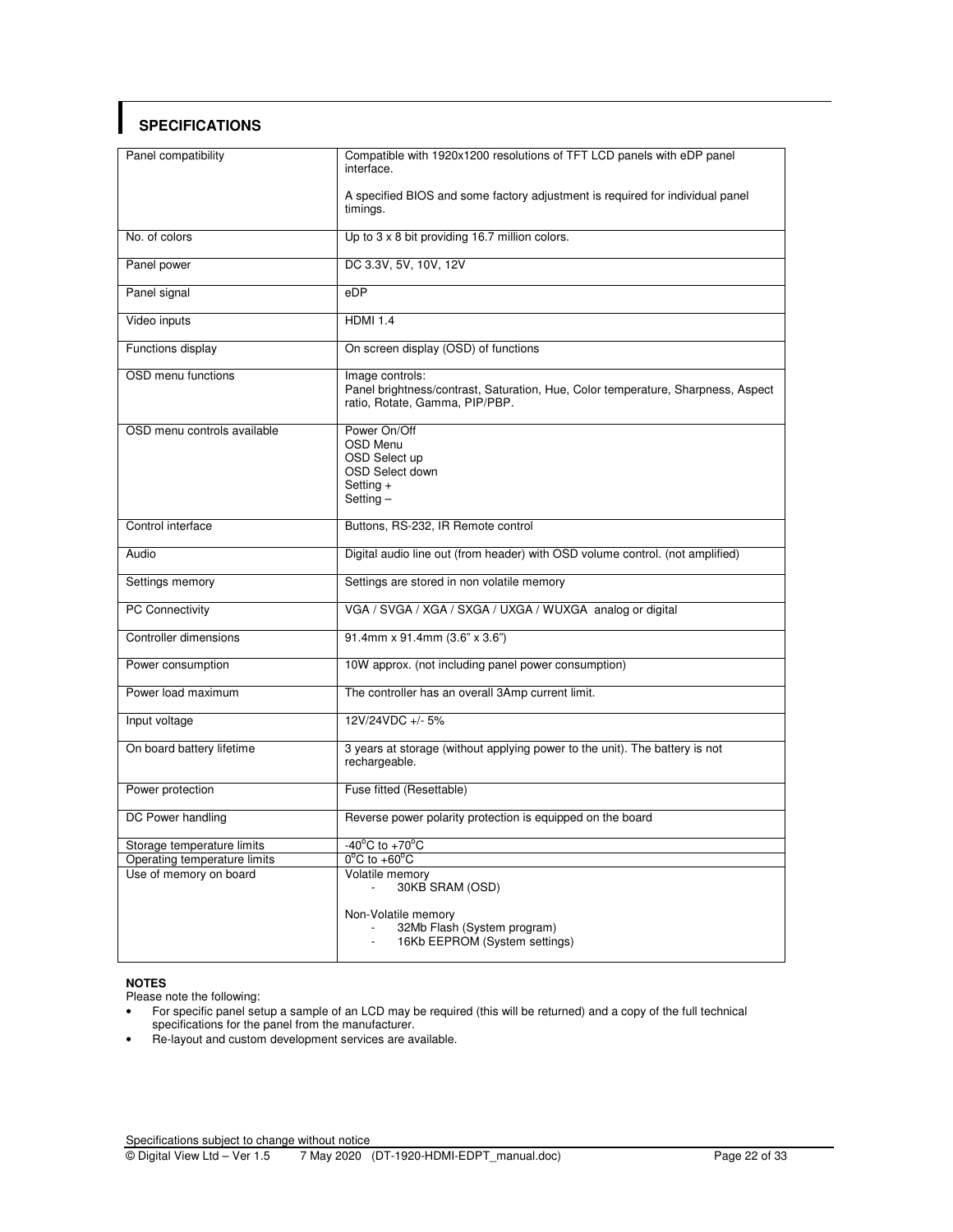## SPECIFICATIONS

| | |
|---|---|
| Panel compatibility | Compatible with 1920x1200 resolutions of TFT LCD panels with eDP panel interface.<br><br>A specified BIOS and some factory adjustment is required for individual panel timings. |
| No. of colors | Up to 3 x 8 bit providing 16.7 million colors. |
| Panel power | DC 3.3V, 5V, 10V, 12V |
| Panel signal | eDP |
| Video inputs | HDMI 1.4 |
| Functions display | On screen display (OSD) of functions |
| OSD menu functions | Image controls:<br>Panel brightness/contrast, Saturation, Hue, Color temperature, Sharpness, Aspect ratio, Rotate, Gamma, PIP/PBP. |
| OSD menu controls available | Power On/Off<br>OSD Menu<br>OSD Select up<br>OSD Select down<br>Setting +<br>Setting – |
| Control interface | Buttons, RS-232, IR Remote control |
| Audio | Digital audio line out (from header) with OSD volume control. (not amplified) |
| Settings memory | Settings are stored in non volatile memory |
| PC Connectivity | VGA / SVGA / XGA / SXGA / UXGA / WUXGA analog or digital |
| Controller dimensions | 91.4mm x 91.4mm (3.6" x 3.6") |
| Power consumption | 10W approx. (not including panel power consumption) |
| Power load maximum | The controller has an overall 3Amp current limit. |
| Input voltage | 12V/24VDC +/- 5% |
| On board battery lifetime | 3 years at storage (without applying power to the unit). The battery is not rechargeable. |
| Power protection | Fuse fitted (Resettable) |
| DC Power handling | Reverse power polarity protection is equipped on the board |
| Storage temperature limits | -40°C to +70°C |
| Operating temperature limits | 0°C to +60°C |
| Use of memory on board | Volatile memory<br>- 30KB SRAM (OSD)<br><br>Non-Volatile memory<br>- 32Mb Flash (System program)<br>- 16Kb EEPROM (System settings) |

**NOTES**

Please note the following:

- For specific panel setup a sample of an LCD may be required (this will be returned) and a copy of the full technical specifications for the panel from the manufacturer.
- Re-layout and custom development services are available.

Specifications subject to change without notice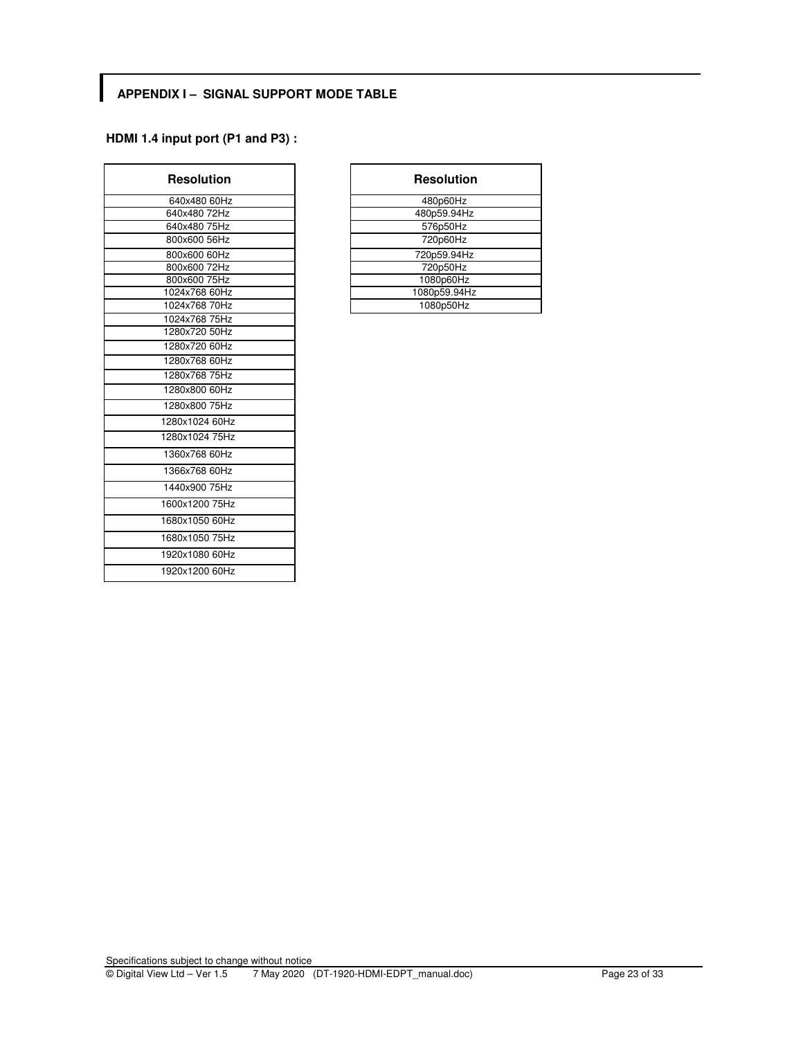## APPENDIX I – SIGNAL SUPPORT MODE TABLE

### HDMI 1.4 input port (P1 and P3) :

| Resolution |
| --- |
| 640x480 60Hz |
| 640x480 72Hz |
| 640x480 75Hz |
| 800x600 56Hz |
| 800x600 60Hz |
| 800x600 72Hz |
| 800x600 75Hz |
| 1024x768 60Hz |
| 1024x768 70Hz |
| 1024x768 75Hz |
| 1280x720 50Hz |
| 1280x720 60Hz |
| 1280x768 60Hz |
| 1280x768 75Hz |
| 1280x800 60Hz |
| 1280x800 75Hz |
| 1280x1024 60Hz |
| 1280x1024 75Hz |
| 1360x768 60Hz |
| 1366x768 60Hz |
| 1440x900 75Hz |
| 1600x1200 75Hz |
| 1680x1050 60Hz |
| 1680x1050 75Hz |
| 1920x1080 60Hz |
| 1920x1200 60Hz |

| Resolution |
| --- |
| 480p60Hz |
| 480p59.94Hz |
| 576p50Hz |
| 720p60Hz |
| 720p59.94Hz |
| 720p50Hz |
| 1080p60Hz |
| 1080p59.94Hz |
| 1080p50Hz |

Specifications subject to change without notice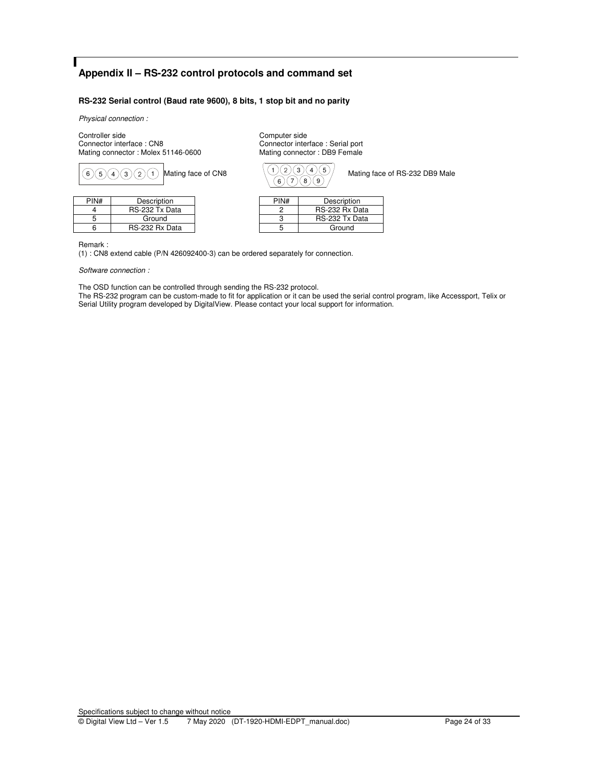## Appendix II – RS-232 control protocols and command set

### RS-232 Serial control (Baud rate 9600), 8 bits, 1 stop bit and no parity

*Physical connection :*

Controller side
Connector interface : CN8
Mating connector : Molex 51146-0600

6 5 4 3 2 1 Mating face of CN8

| PIN# | Description |
| --- | --- |
| 4 | RS-232 Tx Data |
| 5 | Ground |
| 6 | RS-232 Rx Data |

Computer side
Connector interface : Serial port
Mating connector : DB9 Female

1 2 3 4 5 / 6 7 8 9 Mating face of RS-232 DB9 Male

| PIN# | Description |
| --- | --- |
| 2 | RS-232 Rx Data |
| 3 | RS-232 Tx Data |
| 5 | Ground |

Remark :
(1) : CN8 extend cable (P/N 426092400-3) can be ordered separately for connection.

*Software connection :*

The OSD function can be controlled through sending the RS-232 protocol.
The RS-232 program can be custom-made to fit for application or it can be used the serial control program, like Accessport, Telix or Serial Utility program developed by DigitalView. Please contact your local support for information.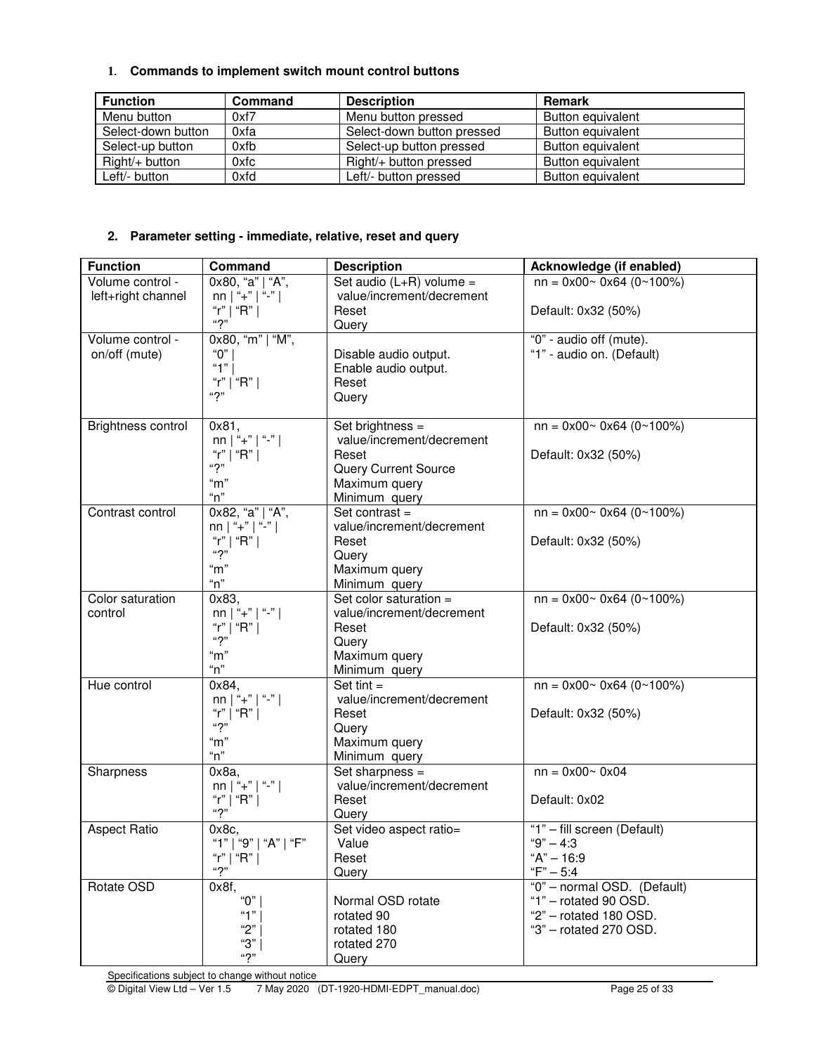### 1. Commands to implement switch mount control buttons

| Function | Command | Description | Remark |
|---|---|---|---|
| Menu button | 0xf7 | Menu button pressed | Button equivalent |
| Select-down button | 0xfa | Select-down button pressed | Button equivalent |
| Select-up button | 0xfb | Select-up button pressed | Button equivalent |
| Right/+ button | 0xfc | Right/+ button pressed | Button equivalent |
| Left/- button | 0xfd | Left/- button pressed | Button equivalent |

### 2. Parameter setting - immediate, relative, reset and query

| Function | Command | Description | Acknowledge (if enabled) |
|---|---|---|---|
| Volume control - left+right channel | 0x80, "a" \| "A",<br>nn \| "+" \| "-" \|<br>"r" \| "R" \|<br>"?" | Set audio (L+R) volume = value/increment/decrement<br>Reset<br>Query | nn = 0x00~ 0x64 (0~100%)<br><br>Default: 0x32 (50%) |
| Volume control - on/off (mute) | 0x80, "m" \| "M",<br>"0" \|<br>"1" \|<br>"r" \| "R" \|<br>"?" | <br>Disable audio output.<br>Enable audio output.<br>Reset<br>Query | "0" - audio off (mute).<br>"1" - audio on. (Default) |
| Brightness control | 0x81,<br>nn \| "+" \| "-" \|<br>"r" \| "R" \|<br>"?"<br>"m"<br>"n" | Set brightness = value/increment/decrement<br>Reset<br>Query Current Source<br>Maximum query<br>Minimum query | nn = 0x00~ 0x64 (0~100%)<br><br>Default: 0x32 (50%) |
| Contrast control | 0x82, "a" \| "A",<br>nn \| "+" \| "-" \|<br>"r" \| "R" \|<br>"?"<br>"m"<br>"n" | Set contrast = value/increment/decrement<br>Reset<br>Query<br>Maximum query<br>Minimum query | nn = 0x00~ 0x64 (0~100%)<br><br>Default: 0x32 (50%) |
| Color saturation control | 0x83,<br>nn \| "+" \| "-" \|<br>"r" \| "R" \|<br>"?"<br>"m"<br>"n" | Set color saturation = value/increment/decrement<br>Reset<br>Query<br>Maximum query<br>Minimum query | nn = 0x00~ 0x64 (0~100%)<br><br>Default: 0x32 (50%) |
| Hue control | 0x84,<br>nn \| "+" \| "-" \|<br>"r" \| "R" \|<br>"?"<br>"m"<br>"n" | Set tint = value/increment/decrement<br>Reset<br>Query<br>Maximum query<br>Minimum query | nn = 0x00~ 0x64 (0~100%)<br><br>Default: 0x32 (50%) |
| Sharpness | 0x8a,<br>nn \| "+" \| "-" \|<br>"r" \| "R" \|<br>"?" | Set sharpness = value/increment/decrement<br>Reset<br>Query | nn = 0x00~ 0x04<br><br>Default: 0x02 |
| Aspect Ratio | 0x8c,<br>"1" \| "9" \| "A" \| "F"<br>"r" \| "R" \|<br>"?" | Set video aspect ratio= Value<br>Reset<br>Query | "1" – fill screen (Default)<br>"9" – 4:3<br>"A" – 16:9<br>"F" – 5:4 |
| Rotate OSD | 0x8f,<br>"0" \|<br>"1" \|<br>"2" \|<br>"3" \|<br>"?" | <br>Normal OSD rotate<br>rotated 90<br>rotated 180<br>rotated 270<br>Query | "0" – normal OSD. (Default)<br>"1" – rotated 90 OSD.<br>"2" – rotated 180 OSD.<br>"3" – rotated 270 OSD. |

Specifications subject to change without notice

© Digital View Ltd – Ver 1.5   7 May 2020   (DT-1920-HDMI-EDPT_manual.doc)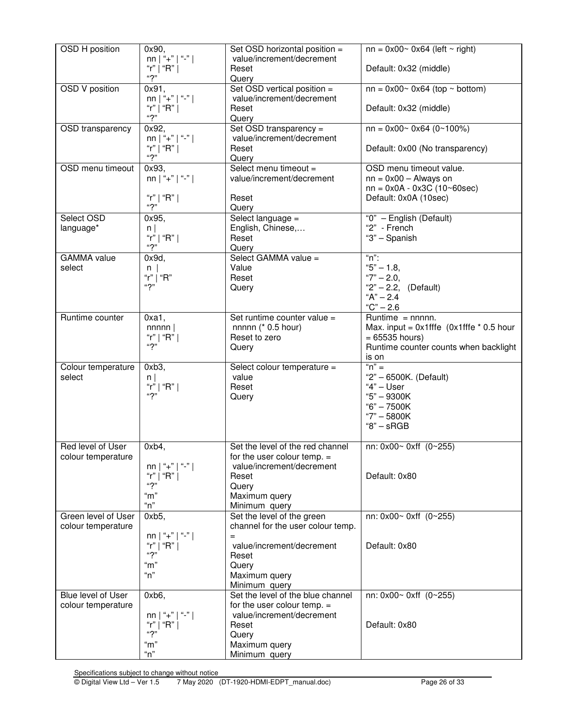| | | | |
|---|---|---|---|
| OSD H position | 0x90,<br>nn \| "+" \| "-" \|<br>"r" \| "R" \|<br>"?" | Set OSD horizontal position = value/increment/decrement<br>Reset<br>Query | nn = 0x00~ 0x64 (left ~ right)<br><br>Default: 0x32 (middle) |
| OSD V position | 0x91,<br>nn \| "+" \| "-" \|<br>"r" \| "R" \|<br>"?" | Set OSD vertical position = value/increment/decrement<br>Reset<br>Query | nn = 0x00~ 0x64 (top ~ bottom)<br><br>Default: 0x32 (middle) |
| OSD transparency | 0x92,<br>nn \| "+" \| "-" \|<br>"r" \| "R" \|<br>"?" | Set OSD transparency = value/increment/decrement<br>Reset<br>Query | nn = 0x00~ 0x64 (0~100%)<br><br>Default: 0x00 (No transparency) |
| OSD menu timeout | 0x93,<br>nn \| "+" \| "-" \|<br><br>"r" \| "R" \|<br>"?" | Select menu timeout = value/increment/decrement<br><br>Reset<br>Query | OSD menu timeout value.<br>nn = 0x00 – Always on<br>nn = 0x0A - 0x3C (10~60sec)<br>Default: 0x0A (10sec) |
| Select OSD language* | 0x95,<br>n \|<br>"r" \| "R" \|<br>"?" | Select language = English, Chinese,…<br>Reset<br>Query | "0" – English (Default)<br>"2" - French<br>"3" – Spanish |
| GAMMA value select | 0x9d,<br>n \|<br>"r" \| "R"<br>"?" | Select GAMMA value =<br>Value<br>Reset<br>Query | "n":<br>"5" – 1.8,<br>"7" – 2.0,<br>"2" – 2.2, (Default)<br>"A" – 2.4<br>"C" – 2.6 |
| Runtime counter | 0xa1,<br>nnnnn \|<br>"r" \| "R" \|<br>"?" | Set runtime counter value = nnnnn (* 0.5 hour)<br>Reset to zero<br>Query | Runtime = nnnnn.<br>Max. input = 0x1fffe (0x1fffe * 0.5 hour = 65535 hours)<br>Runtime counter counts when backlight is on |
| Colour temperature select | 0xb3,<br>n \|<br>"r" \| "R" \|<br>"?" | Select colour temperature = value<br>Reset<br>Query | "n" =<br>"2" – 6500K. (Default)<br>"4" – User<br>"5" – 9300K<br>"6" – 7500K<br>"7" – 5800K<br>"8" – sRGB |
| Red level of User colour temperature | 0xb4,<br><br>nn \| "+" \| "-" \|<br>"r" \| "R" \|<br>"?"<br>"m"<br>"n" | Set the level of the red channel for the user colour temp. = value/increment/decrement<br>Reset<br>Query<br>Maximum query<br>Minimum query | nn: 0x00~ 0xff (0~255)<br><br><br>Default: 0x80 |
| Green level of User colour temperature | 0xb5,<br><br>nn \| "+" \| "-" \|<br>"r" \| "R" \|<br>"?"<br>"m"<br>"n" | Set the level of the green channel for the user colour temp. = value/increment/decrement<br>Reset<br>Query<br>Maximum query<br>Minimum query | nn: 0x00~ 0xff (0~255)<br><br><br>Default: 0x80 |
| Blue level of User colour temperature | 0xb6,<br><br>nn \| "+" \| "-" \|<br>"r" \| "R" \|<br>"?"<br>"m"<br>"n" | Set the level of the blue channel for the user colour temp. = value/increment/decrement<br>Reset<br>Query<br>Maximum query<br>Minimum query | nn: 0x00~ 0xff (0~255)<br><br><br>Default: 0x80 |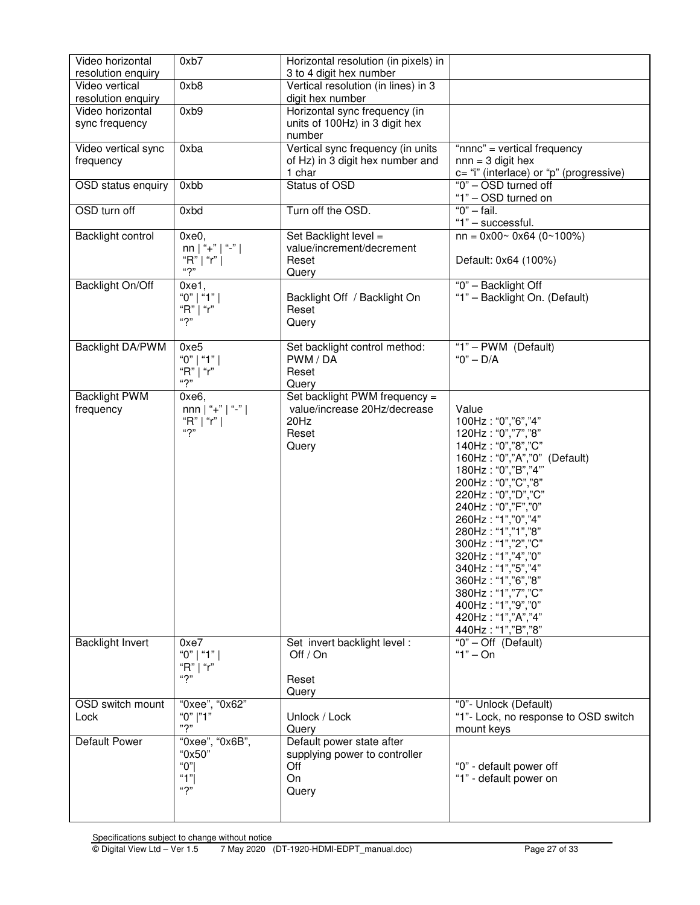| | | | |
|---|---|---|---|
| Video horizontal resolution enquiry | 0xb7 | Horizontal resolution (in pixels) in 3 to 4 digit hex number | |
| Video vertical resolution enquiry | 0xb8 | Vertical resolution (in lines) in 3 digit hex number | |
| Video horizontal sync frequency | 0xb9 | Horizontal sync frequency (in units of 100Hz) in 3 digit hex number | |
| Video vertical sync frequency | 0xba | Vertical sync frequency (in units of Hz) in 3 digit hex number and 1 char | "nnnc" = vertical frequency<br>nnn = 3 digit hex<br>c= "i" (interlace) or "p" (progressive) |
| OSD status enquiry | 0xbb | Status of OSD | "0" – OSD turned off<br>"1" – OSD turned on |
| OSD turn off | 0xbd | Turn off the OSD. | "0" – fail.<br>"1" – successful. |
| Backlight control | 0xe0,<br>nn \| "+" \| "-" \|<br>"R" \| "r" \|<br>"?" | Set Backlight level = value/increment/decrement<br>Reset<br>Query | nn = 0x00~ 0x64 (0~100%)<br><br>Default: 0x64 (100%) |
| Backlight On/Off | 0xe1,<br>"0" \| "1" \|<br>"R" \| "r"<br>"?" | Backlight Off / Backlight On<br>Reset<br>Query | "0" – Backlight Off<br>"1" – Backlight On. (Default) |
| Backlight DA/PWM | 0xe5<br>"0" \| "1" \|<br>"R" \| "r"<br>"?" | Set backlight control method: PWM / DA<br>Reset<br>Query | "1" – PWM (Default)<br>"0" – D/A |
| Backlight PWM frequency | 0xe6,<br>nnn \| "+" \| "-" \|<br>"R" \| "r" \|<br>"?" | Set backlight PWM frequency = value/increase 20Hz/decrease 20Hz<br>Reset<br>Query | Value<br>100Hz : "0","6","4"<br>120Hz : "0","7","8"<br>140Hz : "0","8","C"<br>160Hz : "0","A","0" (Default)<br>180Hz : "0","B","4"<br>200Hz : "0","C","8"<br>220Hz : "0","D","C"<br>240Hz : "0","F","0"<br>260Hz : "1","0","4"<br>280Hz : "1","1","8"<br>300Hz : "1","2","C"<br>320Hz : "1","4","0"<br>340Hz : "1","5","4"<br>360Hz : "1","6","8"<br>380Hz : "1","7","C"<br>400Hz : "1","9","0"<br>420Hz : "1","A","4"<br>440Hz : "1","B","8" |
| Backlight Invert | 0xe7<br>"0" \| "1" \|<br>"R" \| "r"<br>"?" | Set invert backlight level : Off / On<br><br>Reset<br>Query | "0" – Off (Default)<br>"1" – On |
| OSD switch mount Lock | "0xee", "0x62"<br>"0" \|"1"<br>"?" | Unlock / Lock<br>Query | "0"- Unlock (Default)<br>"1"- Lock, no response to OSD switch mount keys |
| Default Power | "0xee", "0x6B", "0x50"<br>"0"\|<br>"1"\|<br>"?" | Default power state after supplying power to controller<br>Off<br>On<br>Query | "0" - default power off<br>"1" - default power on |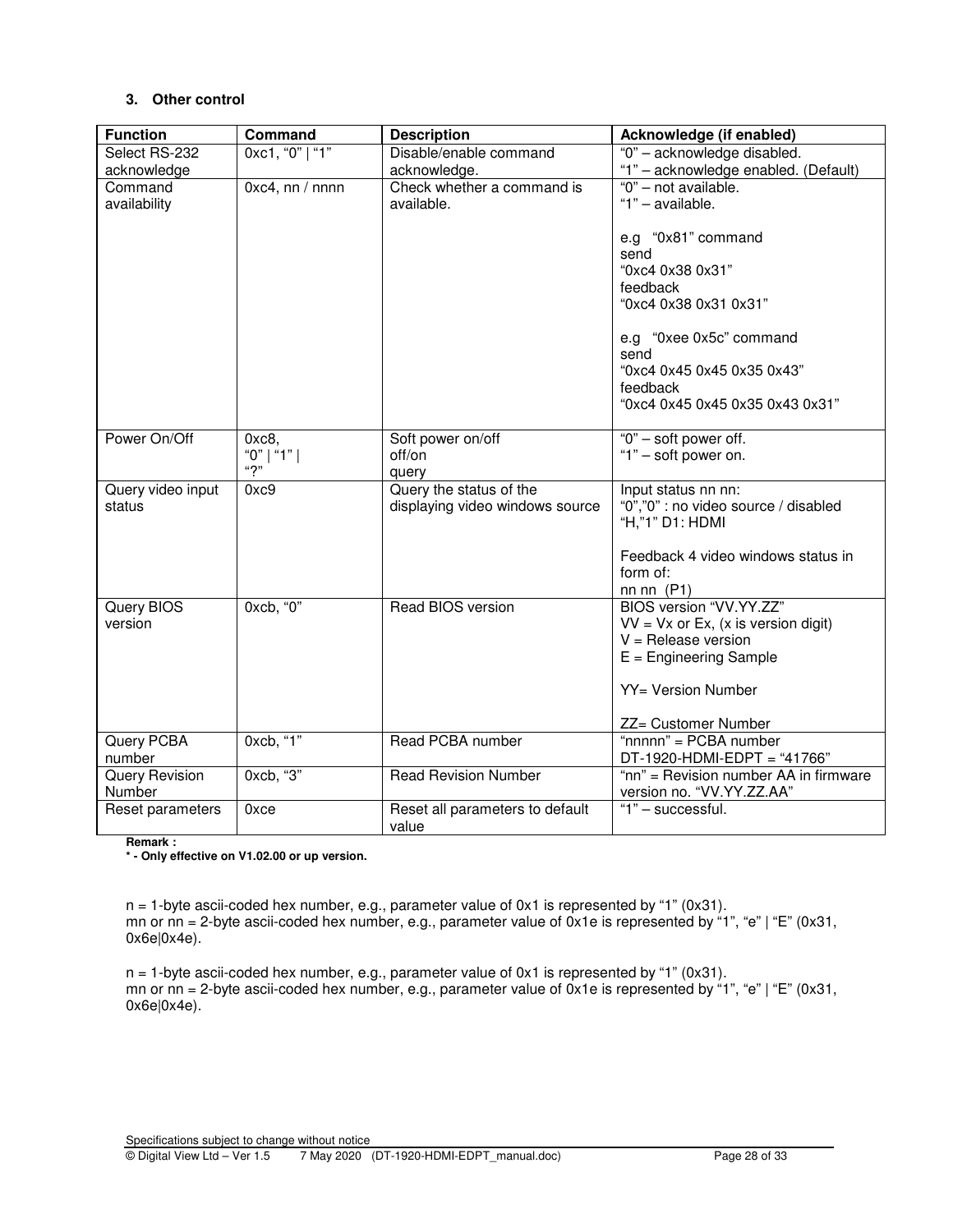### 3. Other control

| Function | Command | Description | Acknowledge (if enabled) |
|---|---|---|---|
| Select RS-232 acknowledge | 0xc1, "0" \| "1" | Disable/enable command acknowledge. | "0" – acknowledge disabled.<br>"1" – acknowledge enabled. (Default) |
| Command availability | 0xc4, nn / nnnn | Check whether a command is available. | "0" – not available.<br>"1" – available.<br><br>e.g "0x81" command<br>send<br>"0xc4 0x38 0x31"<br>feedback<br>"0xc4 0x38 0x31 0x31"<br><br>e.g "0xee 0x5c" command<br>send<br>"0xc4 0x45 0x45 0x35 0x43"<br>feedback<br>"0xc4 0x45 0x45 0x35 0x43 0x31" |
| Power On/Off | 0xc8,<br>"0" \| "1" \|<br>"?" | Soft power on/off<br>off/on<br>query | "0" – soft power off.<br>"1" – soft power on. |
| Query video input status | 0xc9 | Query the status of the displaying video windows source | Input status nn nn:<br>"0","0" : no video source / disabled<br>"H,"1" D1: HDMI<br><br>Feedback 4 video windows status in form of:<br>nn nn (P1) |
| Query BIOS version | 0xcb, "0" | Read BIOS version | BIOS version "VV.YY.ZZ"<br>VV = Vx or Ex, (x is version digit)<br>V = Release version<br>E = Engineering Sample<br><br>YY= Version Number<br><br>ZZ= Customer Number |
| Query PCBA number | 0xcb, "1" | Read PCBA number | "nnnnn" = PCBA number<br>DT-1920-HDMI-EDPT = "41766" |
| Query Revision Number | 0xcb, "3" | Read Revision Number | "nn" = Revision number AA in firmware version no. "VV.YY.ZZ.AA" |
| Reset parameters | 0xce | Reset all parameters to default value | "1" – successful. |

**Remark :**
**\* - Only effective on V1.02.00 or up version.**

n = 1-byte ascii-coded hex number, e.g., parameter value of 0x1 is represented by "1" (0x31).
mn or nn = 2-byte ascii-coded hex number, e.g., parameter value of 0x1e is represented by "1", "e" | "E" (0x31, 0x6e|0x4e).

n = 1-byte ascii-coded hex number, e.g., parameter value of 0x1 is represented by "1" (0x31).
mn or nn = 2-byte ascii-coded hex number, e.g., parameter value of 0x1e is represented by "1", "e" | "E" (0x31, 0x6e|0x4e).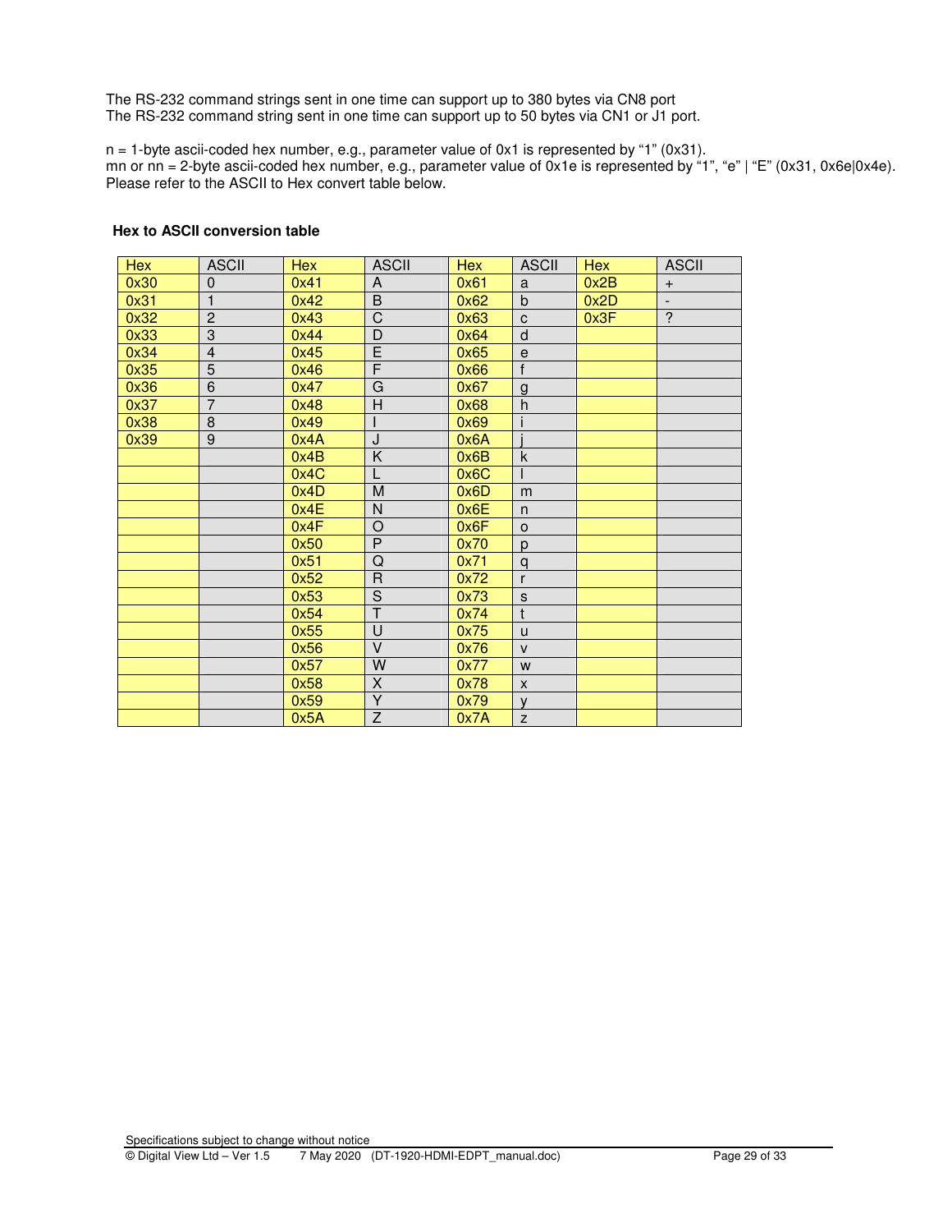The RS-232 command strings sent in one time can support up to 380 bytes via CN8 port
The RS-232 command string sent in one time can support up to 50 bytes via CN1 or J1 port.

n = 1-byte ascii-coded hex number, e.g., parameter value of 0x1 is represented by "1" (0x31).
mn or nn = 2-byte ascii-coded hex number, e.g., parameter value of 0x1e is represented by "1", "e" | "E" (0x31, 0x6e|0x4e).
Please refer to the ASCII to Hex convert table below.

**Hex to ASCII conversion table**

| Hex | ASCII | Hex | ASCII | Hex | ASCII | Hex | ASCII |
|---|---|---|---|---|---|---|---|
| 0x30 | 0 | 0x41 | A | 0x61 | a | 0x2B | + |
| 0x31 | 1 | 0x42 | B | 0x62 | b | 0x2D | - |
| 0x32 | 2 | 0x43 | C | 0x63 | c | 0x3F | ? |
| 0x33 | 3 | 0x44 | D | 0x64 | d | | |
| 0x34 | 4 | 0x45 | E | 0x65 | e | | |
| 0x35 | 5 | 0x46 | F | 0x66 | f | | |
| 0x36 | 6 | 0x47 | G | 0x67 | g | | |
| 0x37 | 7 | 0x48 | H | 0x68 | h | | |
| 0x38 | 8 | 0x49 | I | 0x69 | i | | |
| 0x39 | 9 | 0x4A | J | 0x6A | j | | |
| | | 0x4B | K | 0x6B | k | | |
| | | 0x4C | L | 0x6C | l | | |
| | | 0x4D | M | 0x6D | m | | |
| | | 0x4E | N | 0x6E | n | | |
| | | 0x4F | O | 0x6F | o | | |
| | | 0x50 | P | 0x70 | p | | |
| | | 0x51 | Q | 0x71 | q | | |
| | | 0x52 | R | 0x72 | r | | |
| | | 0x53 | S | 0x73 | s | | |
| | | 0x54 | T | 0x74 | t | | |
| | | 0x55 | U | 0x75 | u | | |
| | | 0x56 | V | 0x76 | v | | |
| | | 0x57 | W | 0x77 | w | | |
| | | 0x58 | X | 0x78 | x | | |
| | | 0x59 | Y | 0x79 | y | | |
| | | 0x5A | Z | 0x7A | z | | |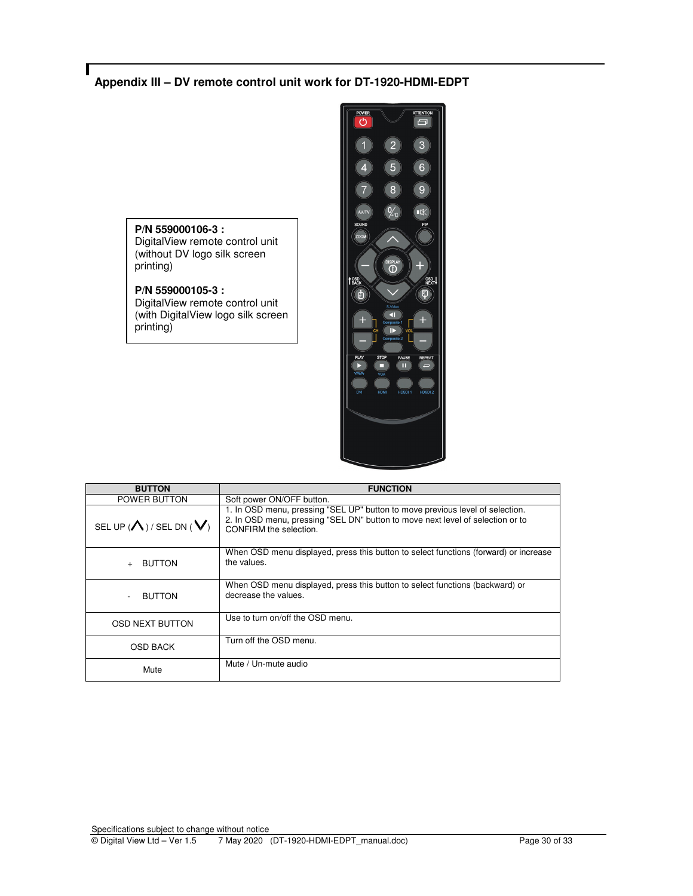## Appendix III – DV remote control unit work for DT-1920-HDMI-EDPT

**P/N 559000106-3 :**
DigitalView remote control unit (without DV logo silk screen printing)

**P/N 559000105-3 :**
DigitalView remote control unit (with DigitalView logo silk screen printing)

| BUTTON | FUNCTION |
|---|---|
| POWER BUTTON | Soft power ON/OFF button. |
| SEL UP (⋀) / SEL DN (⋁) | 1. In OSD menu, pressing "SEL UP" button to move previous level of selection.<br>2. In OSD menu, pressing "SEL DN" button to move next level of selection or to CONFIRM the selection. |
| + BUTTON | When OSD menu displayed, press this button to select functions (forward) or increase the values. |
| - BUTTON | When OSD menu displayed, press this button to select functions (backward) or decrease the values. |
| OSD NEXT BUTTON | Use to turn on/off the OSD menu. |
| OSD BACK | Turn off the OSD menu. |
| Mute | Mute / Un-mute audio |

Specifications subject to change without notice
© Digital View Ltd – Ver 1.5 7 May 2020 (DT-1920-HDMI-EDPT_manual.doc)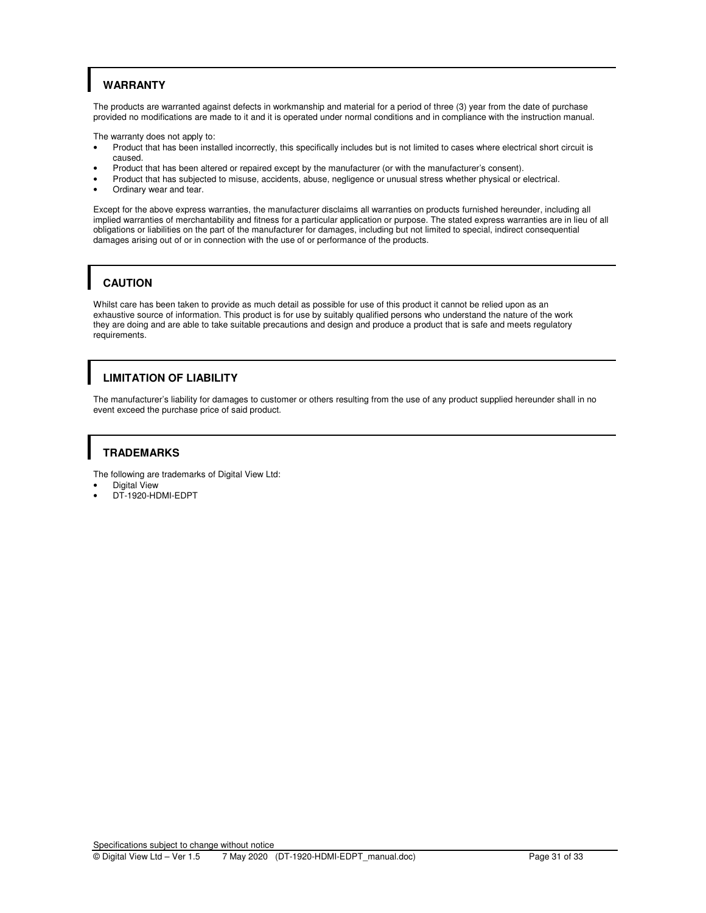## WARRANTY

The products are warranted against defects in workmanship and material for a period of three (3) year from the date of purchase provided no modifications are made to it and it is operated under normal conditions and in compliance with the instruction manual.

The warranty does not apply to:

- Product that has been installed incorrectly, this specifically includes but is not limited to cases where electrical short circuit is caused.
- Product that has been altered or repaired except by the manufacturer (or with the manufacturer's consent).
- Product that has subjected to misuse, accidents, abuse, negligence or unusual stress whether physical or electrical.
- Ordinary wear and tear.

Except for the above express warranties, the manufacturer disclaims all warranties on products furnished hereunder, including all implied warranties of merchantability and fitness for a particular application or purpose. The stated express warranties are in lieu of all obligations or liabilities on the part of the manufacturer for damages, including but not limited to special, indirect consequential damages arising out of or in connection with the use of or performance of the products.

## CAUTION

Whilst care has been taken to provide as much detail as possible for use of this product it cannot be relied upon as an exhaustive source of information. This product is for use by suitably qualified persons who understand the nature of the work they are doing and are able to take suitable precautions and design and produce a product that is safe and meets regulatory requirements.

## LIMITATION OF LIABILITY

The manufacturer's liability for damages to customer or others resulting from the use of any product supplied hereunder shall in no event exceed the purchase price of said product.

## TRADEMARKS

The following are trademarks of Digital View Ltd:

- Digital View
- DT-1920-HDMI-EDPT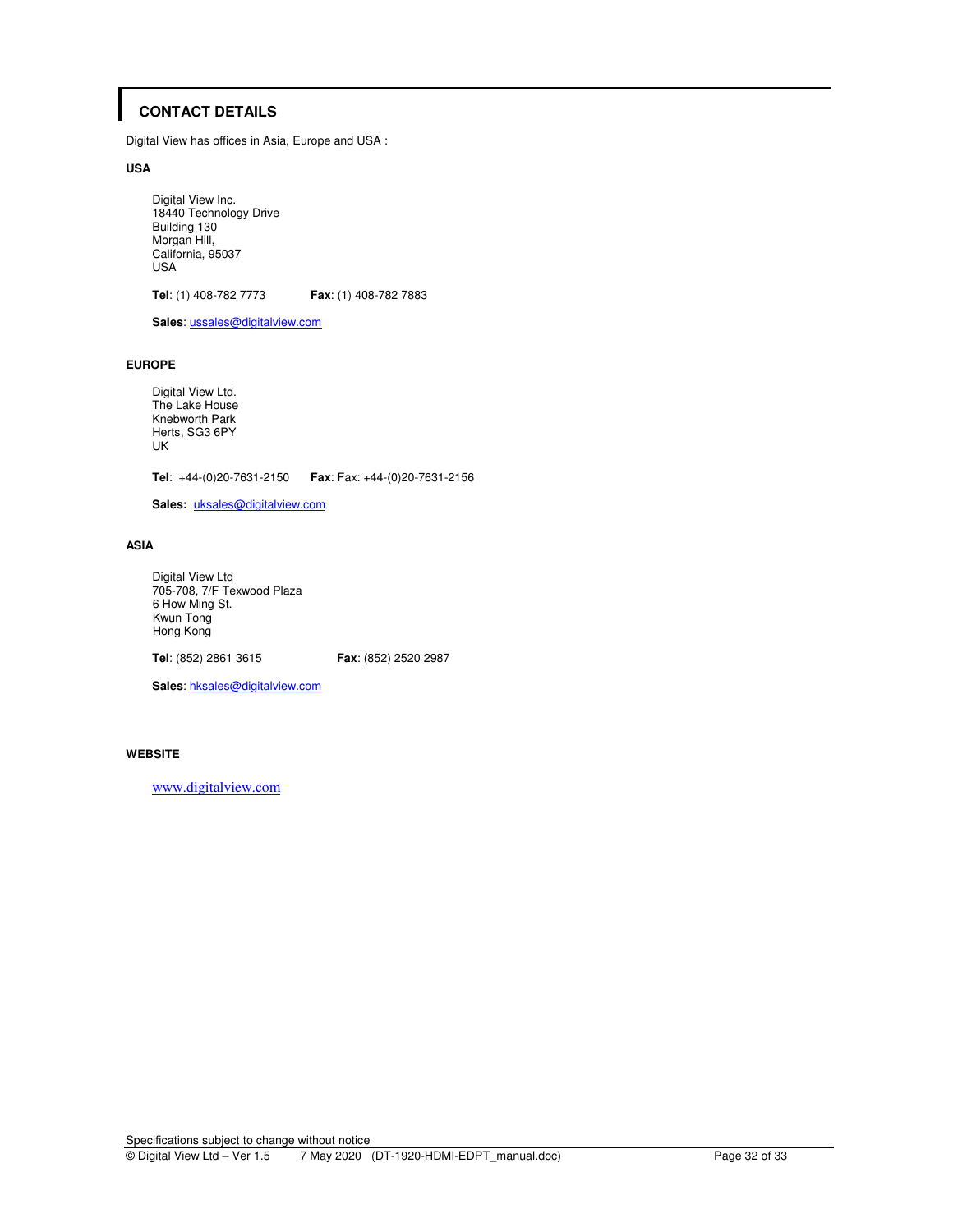## CONTACT DETAILS

Digital View has offices in Asia, Europe and USA :

**USA**

Digital View Inc.
18440 Technology Drive
Building 130
Morgan Hill,
California, 95037
USA

**Tel**: (1) 408-782 7773 **Fax**: (1) 408-782 7883

**Sales**: ussales@digitalview.com

**EUROPE**

Digital View Ltd.
The Lake House
Knebworth Park
Herts, SG3 6PY
UK

**Tel**: +44-(0)20-7631-2150 **Fax**: Fax: +44-(0)20-7631-2156

**Sales:** uksales@digitalview.com

**ASIA**

Digital View Ltd
705-708, 7/F Texwood Plaza
6 How Ming St.
Kwun Tong
Hong Kong

**Tel**: (852) 2861 3615 **Fax**: (852) 2520 2987

**Sales**: hksales@digitalview.com

**WEBSITE**

www.digitalview.com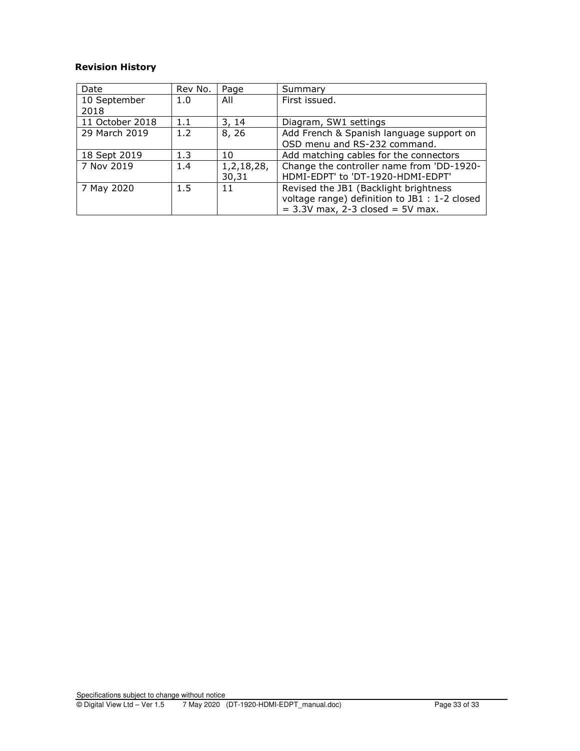**Revision History**

| Date | Rev No. | Page | Summary |
| --- | --- | --- | --- |
| 10 September 2018 | 1.0 | All | First issued. |
| 11 October 2018 | 1.1 | 3, 14 | Diagram, SW1 settings |
| 29 March 2019 | 1.2 | 8, 26 | Add French & Spanish language support on OSD menu and RS-232 command. |
| 18 Sept 2019 | 1.3 | 10 | Add matching cables for the connectors |
| 7 Nov 2019 | 1.4 | 1,2,18,28, 30,31 | Change the controller name from 'DD-1920-HDMI-EDPT' to 'DT-1920-HDMI-EDPT' |
| 7 May 2020 | 1.5 | 11 | Revised the JB1 (Backlight brightness voltage range) definition to JB1 : 1-2 closed = 3.3V max, 2-3 closed = 5V max. |